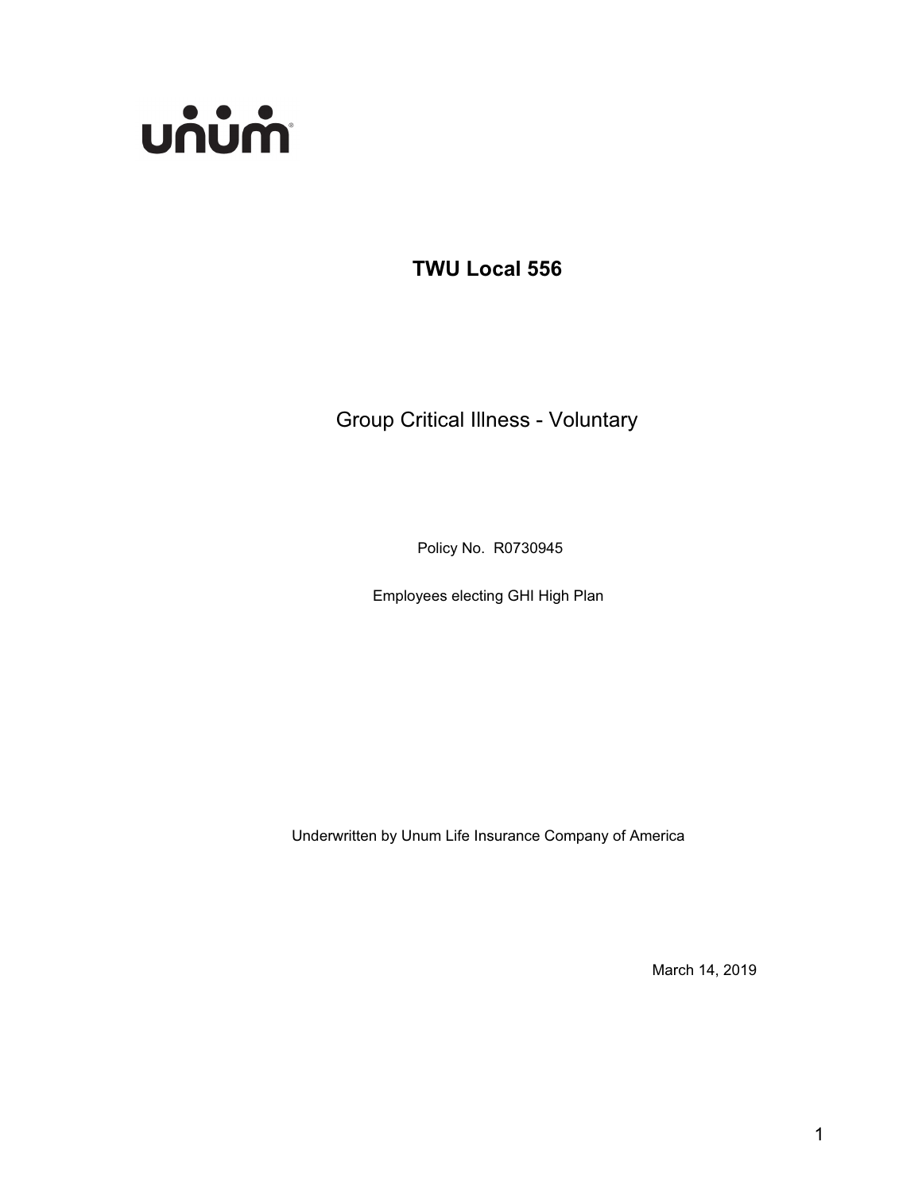unum

# TWU Local 556

## Group Critical Illness - Voluntary

Policy No. R0730945

Employees electing GHI High Plan

Underwritten by Unum Life Insurance Company of America

March 14, 2019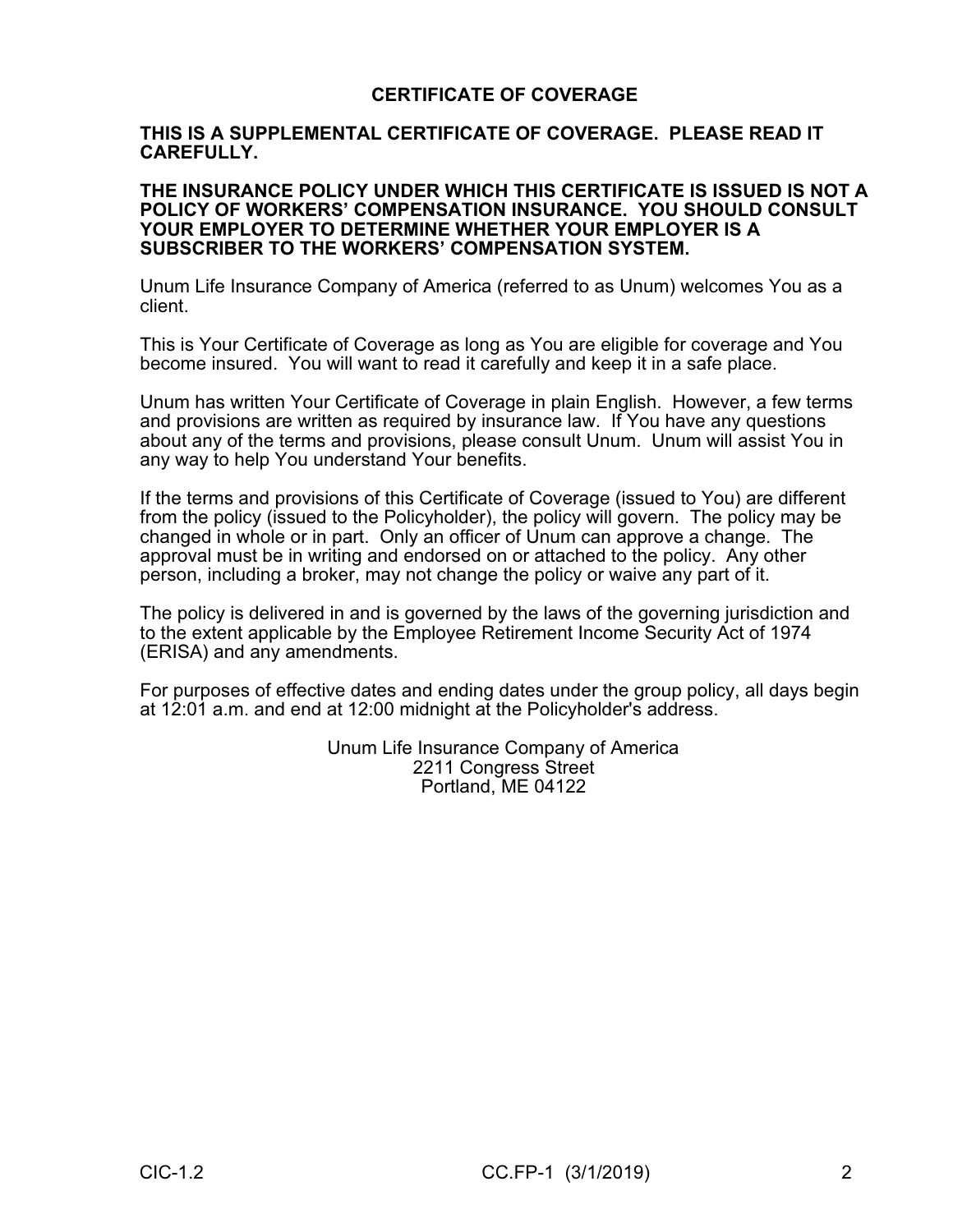# CERTIFICATE OF COVERAGE

**THIS IS A SUPPLEMENTAL CERTIFICATE OF COVERAGE. PLEASE READ IT CAREFULLY.**

**THE INSURANCE POLICY UNDER WHICH THIS CERTIFICATE IS ISSUED IS NOT A POLICY OF WORKERS' COMPENSATION INSURANCE. YOU SHOULD CONSULT YOUR EMPLOYER TO DETERMINE WHETHER YOUR EMPLOYER IS A SUBSCRIBER TO THE WORKERS' COMPENSATION SYSTEM.**

Unum Life Insurance Company of America (referred to as Unum) welcomes You as a client.

This is Your Certificate of Coverage as long as You are eligible for coverage and You become insured. You will want to read it carefully and keep it in a safe place.

Unum has written Your Certificate of Coverage in plain English. However, a few terms and provisions are written as required by insurance law. If You have any questions about any of the terms and provisions, please consult Unum. Unum will assist You in any way to help You understand Your benefits.

If the terms and provisions of this Certificate of Coverage (issued to You) are different from the policy (issued to the Policyholder), the policy will govern. The policy may be changed in whole or in part. Only an officer of Unum can approve a change. The approval must be in writing and endorsed on or attached to the policy. Any other person, including a broker, may not change the policy or waive any part of it.

The policy is delivered in and is governed by the laws of the governing jurisdiction and to the extent applicable by the Employee Retirement Income Security Act of 1974 (ERISA) and any amendments.

For purposes of effective dates and ending dates under the group policy, all days begin at 12:01 a.m. and end at 12:00 midnight at the Policyholder's address.

Unum Life Insurance Company of America
2211 Congress Street
Portland, ME 04122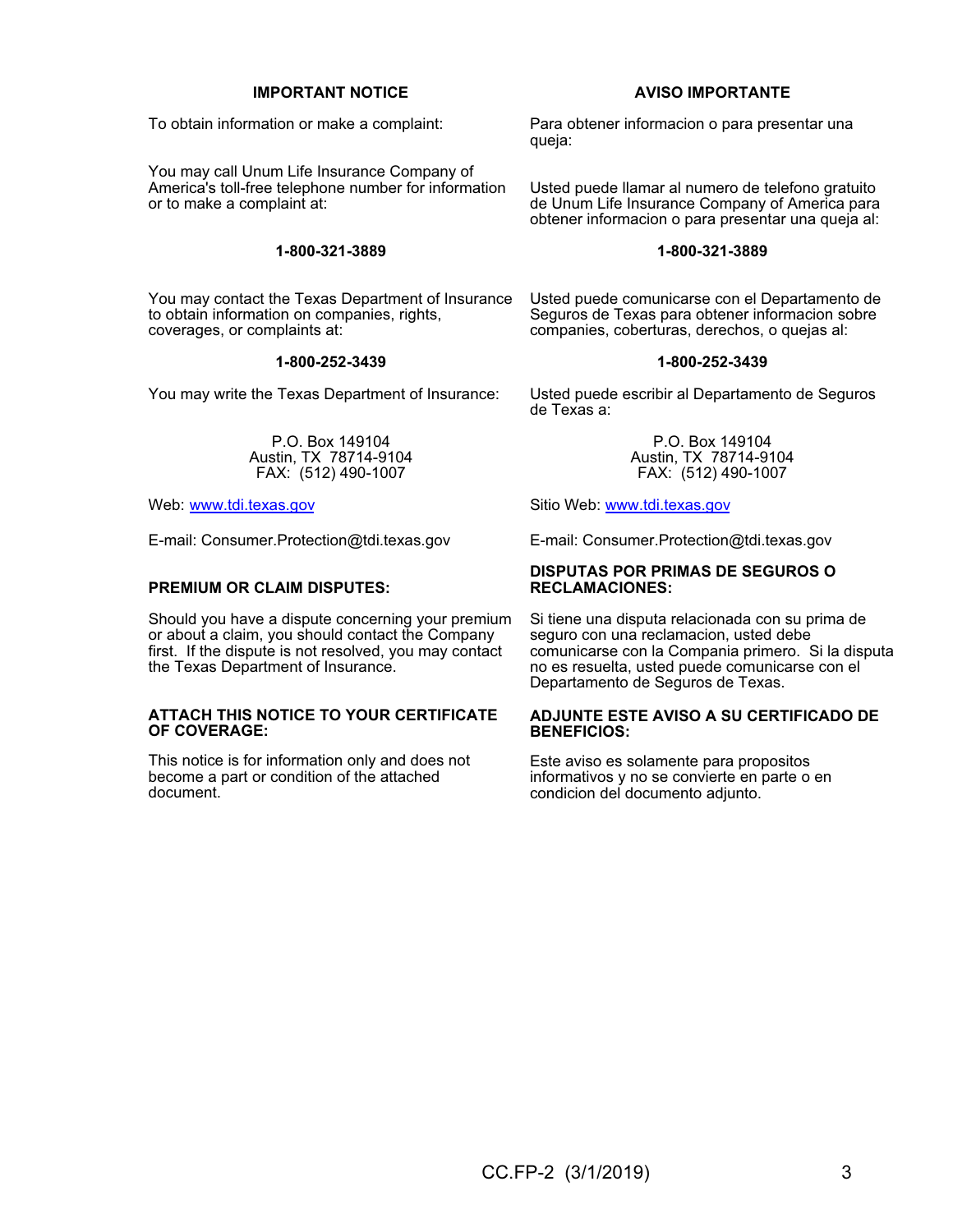## IMPORTANT NOTICE

To obtain information or make a complaint:

You may call Unum Life Insurance Company of America's toll-free telephone number for information or to make a complaint at:

**1-800-321-3889**

You may contact the Texas Department of Insurance to obtain information on companies, rights, coverages, or complaints at:

**1-800-252-3439**

You may write the Texas Department of Insurance:

P.O. Box 149104
Austin, TX 78714-9104
FAX: (512) 490-1007

Web: www.tdi.texas.gov

E-mail: Consumer.Protection@tdi.texas.gov

**PREMIUM OR CLAIM DISPUTES:**

Should you have a dispute concerning your premium or about a claim, you should contact the Company first. If the dispute is not resolved, you may contact the Texas Department of Insurance.

**ATTACH THIS NOTICE TO YOUR CERTIFICATE OF COVERAGE:**

This notice is for information only and does not become a part or condition of the attached document.

## AVISO IMPORTANTE

Para obtener informacion o para presentar una queja:

Usted puede llamar al numero de telefono gratuito de Unum Life Insurance Company of America para obtener informacion o para presentar una queja al:

**1-800-321-3889**

Usted puede comunicarse con el Departamento de Seguros de Texas para obtener informacion sobre companies, coberturas, derechos, o quejas al:

**1-800-252-3439**

Usted puede escribir al Departamento de Seguros de Texas a:

P.O. Box 149104
Austin, TX 78714-9104
FAX: (512) 490-1007

Sitio Web: www.tdi.texas.gov

E-mail: Consumer.Protection@tdi.texas.gov

**DISPUTAS POR PRIMAS DE SEGUROS O RECLAMACIONES:**

Si tiene una disputa relacionada con su prima de seguro con una reclamacion, usted debe comunicarse con la Compania primero. Si la disputa no es resuelta, usted puede comunicarse con el Departamento de Seguros de Texas.

**ADJUNTE ESTE AVISO A SU CERTIFICADO DE BENEFICIOS:**

Este aviso es solamente para propositos informativos y no se convierte en parte o en condicion del documento adjunto.

CC.FP-2 (3/1/2019)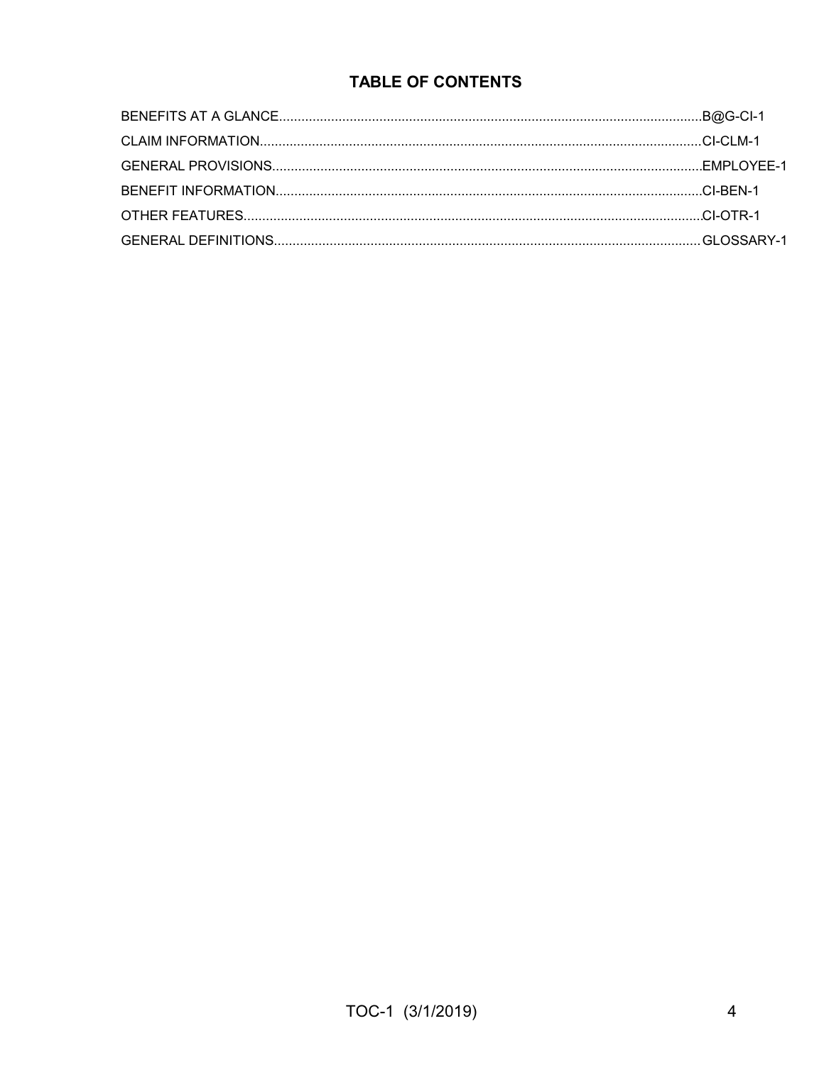# TABLE OF CONTENTS

| | |
|---|---|
| BENEFITS AT A GLANCE | B@G-CI-1 |
| CLAIM INFORMATION | CI-CLM-1 |
| GENERAL PROVISIONS | EMPLOYEE-1 |
| BENEFIT INFORMATION | CI-BEN-1 |
| OTHER FEATURES | CI-OTR-1 |
| GENERAL DEFINITIONS | GLOSSARY-1 |

TOC-1 (3/1/2019)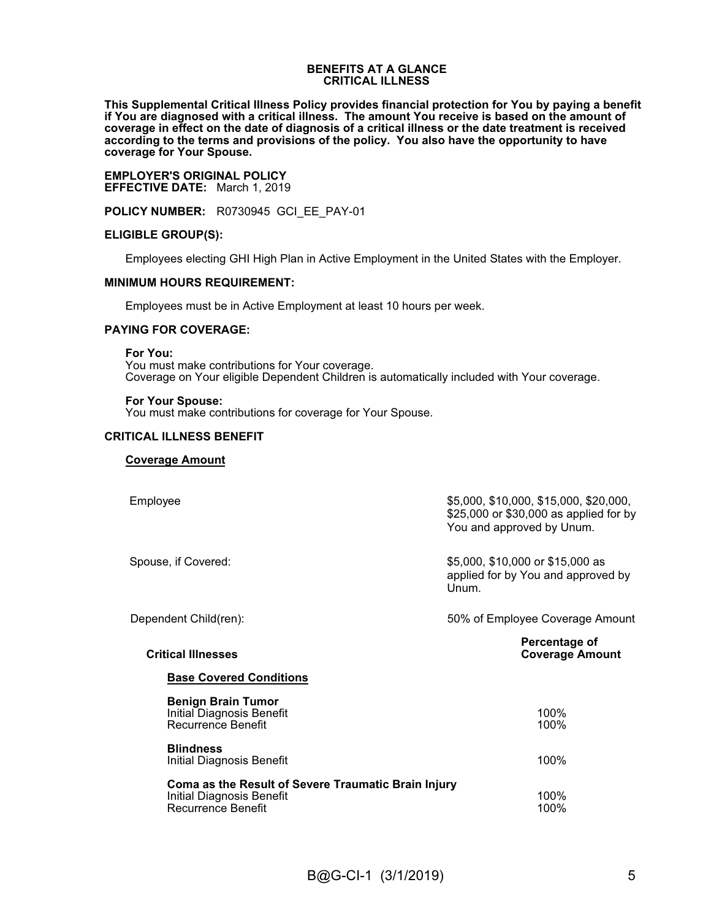# BENEFITS AT A GLANCE
## CRITICAL ILLNESS

**This Supplemental Critical Illness Policy provides financial protection for You by paying a benefit if You are diagnosed with a critical illness. The amount You receive is based on the amount of coverage in effect on the date of diagnosis of a critical illness or the date treatment is received according to the terms and provisions of the policy. You also have the opportunity to have coverage for Your Spouse.**

**EMPLOYER'S ORIGINAL POLICY EFFECTIVE DATE:** March 1, 2019

**POLICY NUMBER:** R0730945 GCI_EE_PAY-01

**ELIGIBLE GROUP(S):**

Employees electing GHI High Plan in Active Employment in the United States with the Employer.

**MINIMUM HOURS REQUIREMENT:**

Employees must be in Active Employment at least 10 hours per week.

**PAYING FOR COVERAGE:**

**For You:**
You must make contributions for Your coverage.
Coverage on Your eligible Dependent Children is automatically included with Your coverage.

**For Your Spouse:**
You must make contributions for coverage for Your Spouse.

**CRITICAL ILLNESS BENEFIT**

**Coverage Amount**

| | |
|---|---|
| Employee | $5,000, $10,000, $15,000, $20,000, $25,000 or $30,000 as applied for by You and approved by Unum. |
| Spouse, if Covered: | $5,000, $10,000 or $15,000 as applied for by You and approved by Unum. |
| Dependent Child(ren): | 50% of Employee Coverage Amount |

| **Critical Illnesses** | **Percentage of Coverage Amount** |
|---|---|
| **Base Covered Conditions** | |
| **Benign Brain Tumor** | |
| Initial Diagnosis Benefit | 100% |
| Recurrence Benefit | 100% |
| **Blindness** | |
| Initial Diagnosis Benefit | 100% |
| **Coma as the Result of Severe Traumatic Brain Injury** | |
| Initial Diagnosis Benefit | 100% |
| Recurrence Benefit | 100% |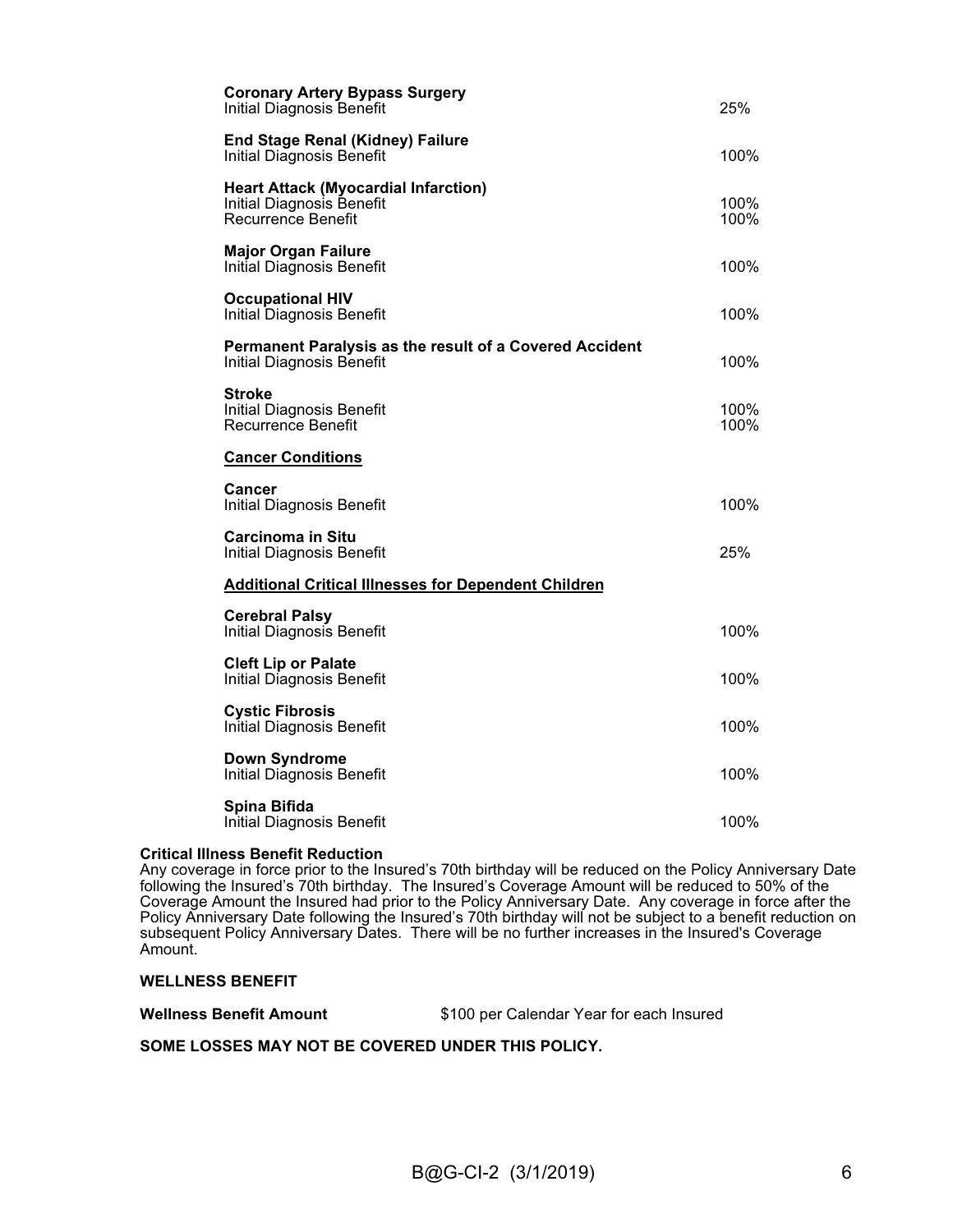**Coronary Artery Bypass Surgery**
Initial Diagnosis Benefit 25%

**End Stage Renal (Kidney) Failure**
Initial Diagnosis Benefit 100%

**Heart Attack (Myocardial Infarction)**
Initial Diagnosis Benefit 100%
Recurrence Benefit 100%

**Major Organ Failure**
Initial Diagnosis Benefit 100%

**Occupational HIV**
Initial Diagnosis Benefit 100%

**Permanent Paralysis as the result of a Covered Accident**
Initial Diagnosis Benefit 100%

**Stroke**
Initial Diagnosis Benefit 100%
Recurrence Benefit 100%

**<u>Cancer Conditions</u>**

**Cancer**
Initial Diagnosis Benefit 100%

**Carcinoma in Situ**
Initial Diagnosis Benefit 25%

**<u>Additional Critical Illnesses for Dependent Children</u>**

**Cerebral Palsy**
Initial Diagnosis Benefit 100%

**Cleft Lip or Palate**
Initial Diagnosis Benefit 100%

**Cystic Fibrosis**
Initial Diagnosis Benefit 100%

**Down Syndrome**
Initial Diagnosis Benefit 100%

**Spina Bifida**
Initial Diagnosis Benefit 100%

**Critical Illness Benefit Reduction**
Any coverage in force prior to the Insured's 70th birthday will be reduced on the Policy Anniversary Date following the Insured's 70th birthday. The Insured's Coverage Amount will be reduced to 50% of the Coverage Amount the Insured had prior to the Policy Anniversary Date. Any coverage in force after the Policy Anniversary Date following the Insured's 70th birthday will not be subject to a benefit reduction on subsequent Policy Anniversary Dates. There will be no further increases in the Insured's Coverage Amount.

**WELLNESS BENEFIT**

**Wellness Benefit Amount** $100 per Calendar Year for each Insured

**SOME LOSSES MAY NOT BE COVERED UNDER THIS POLICY.**

B@G-CI-2 (3/1/2019)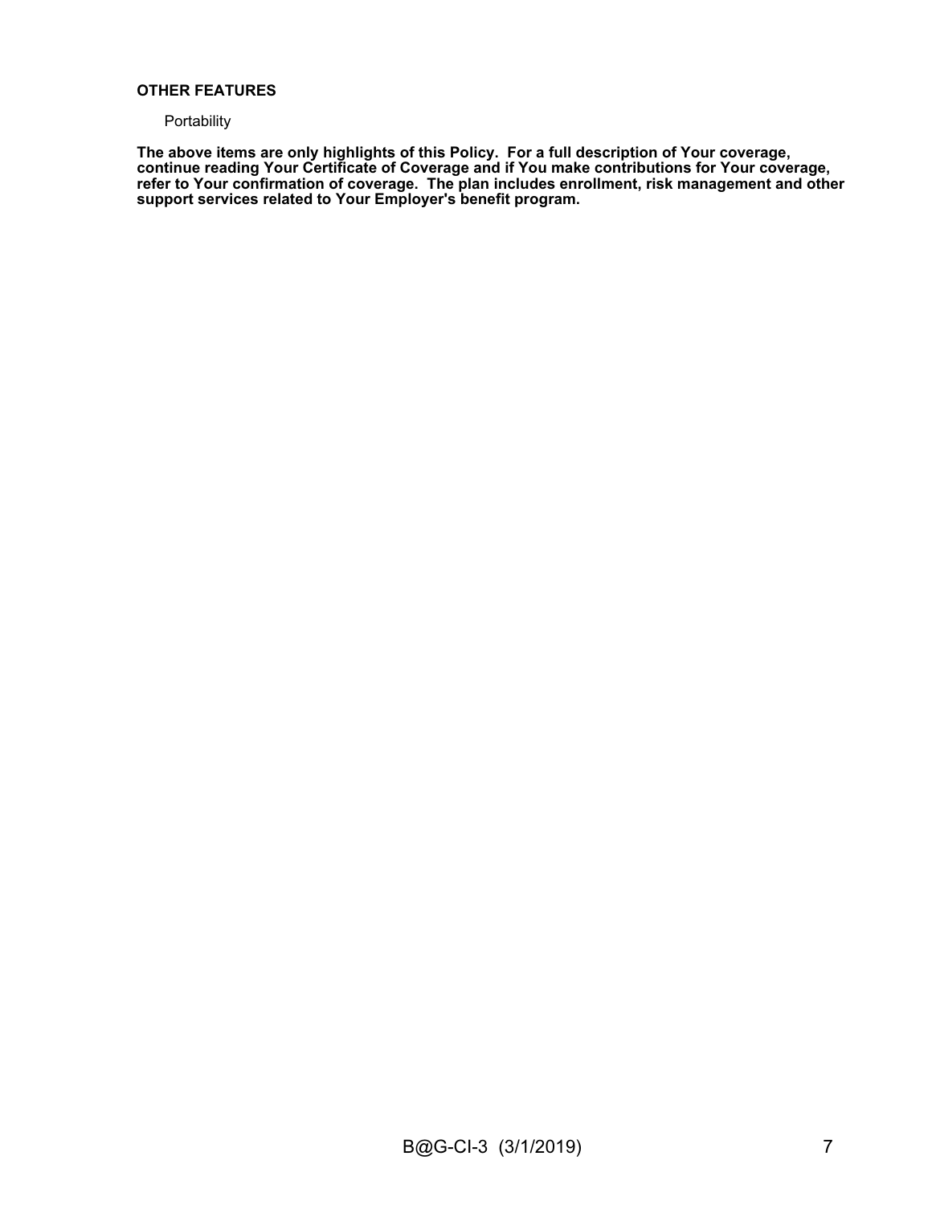**OTHER FEATURES**

Portability

**The above items are only highlights of this Policy. For a full description of Your coverage, continue reading Your Certificate of Coverage and if You make contributions for Your coverage, refer to Your confirmation of coverage. The plan includes enrollment, risk management and other support services related to Your Employer's benefit program.**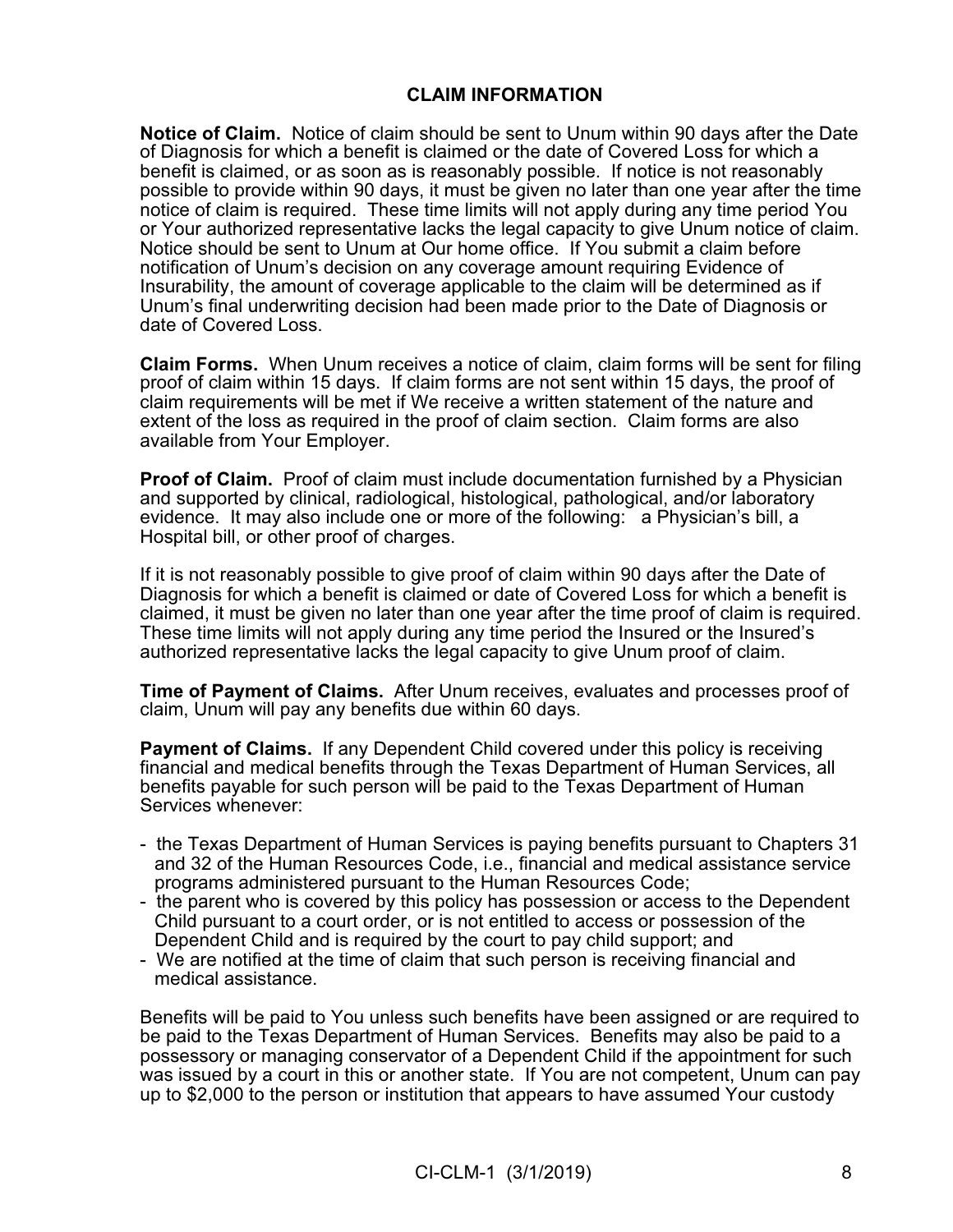## CLAIM INFORMATION

**Notice of Claim.** Notice of claim should be sent to Unum within 90 days after the Date of Diagnosis for which a benefit is claimed or the date of Covered Loss for which a benefit is claimed, or as soon as is reasonably possible. If notice is not reasonably possible to provide within 90 days, it must be given no later than one year after the time notice of claim is required. These time limits will not apply during any time period You or Your authorized representative lacks the legal capacity to give Unum notice of claim. Notice should be sent to Unum at Our home office. If You submit a claim before notification of Unum's decision on any coverage amount requiring Evidence of Insurability, the amount of coverage applicable to the claim will be determined as if Unum's final underwriting decision had been made prior to the Date of Diagnosis or date of Covered Loss.

**Claim Forms.** When Unum receives a notice of claim, claim forms will be sent for filing proof of claim within 15 days. If claim forms are not sent within 15 days, the proof of claim requirements will be met if We receive a written statement of the nature and extent of the loss as required in the proof of claim section. Claim forms are also available from Your Employer.

**Proof of Claim.** Proof of claim must include documentation furnished by a Physician and supported by clinical, radiological, histological, pathological, and/or laboratory evidence. It may also include one or more of the following: a Physician's bill, a Hospital bill, or other proof of charges.

If it is not reasonably possible to give proof of claim within 90 days after the Date of Diagnosis for which a benefit is claimed or date of Covered Loss for which a benefit is claimed, it must be given no later than one year after the time proof of claim is required. These time limits will not apply during any time period the Insured or the Insured's authorized representative lacks the legal capacity to give Unum proof of claim.

**Time of Payment of Claims.** After Unum receives, evaluates and processes proof of claim, Unum will pay any benefits due within 60 days.

**Payment of Claims.** If any Dependent Child covered under this policy is receiving financial and medical benefits through the Texas Department of Human Services, all benefits payable for such person will be paid to the Texas Department of Human Services whenever:

- the Texas Department of Human Services is paying benefits pursuant to Chapters 31 and 32 of the Human Resources Code, i.e., financial and medical assistance service programs administered pursuant to the Human Resources Code;
- the parent who is covered by this policy has possession or access to the Dependent Child pursuant to a court order, or is not entitled to access or possession of the Dependent Child and is required by the court to pay child support; and
- We are notified at the time of claim that such person is receiving financial and medical assistance.

Benefits will be paid to You unless such benefits have been assigned or are required to be paid to the Texas Department of Human Services. Benefits may also be paid to a possessory or managing conservator of a Dependent Child if the appointment for such was issued by a court in this or another state. If You are not competent, Unum can pay up to $2,000 to the person or institution that appears to have assumed Your custody

CI-CLM-1 (3/1/2019)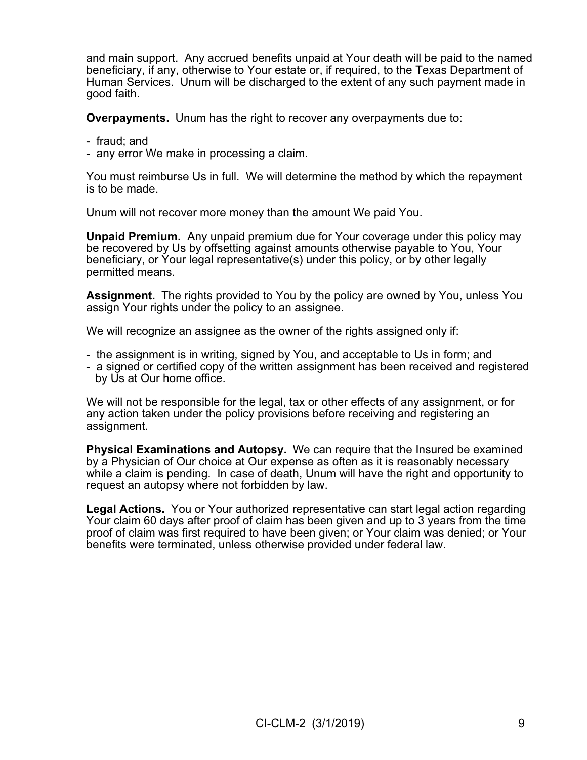and main support. Any accrued benefits unpaid at Your death will be paid to the named beneficiary, if any, otherwise to Your estate or, if required, to the Texas Department of Human Services. Unum will be discharged to the extent of any such payment made in good faith.

**Overpayments.** Unum has the right to recover any overpayments due to:

- fraud; and
- any error We make in processing a claim.

You must reimburse Us in full. We will determine the method by which the repayment is to be made.

Unum will not recover more money than the amount We paid You.

**Unpaid Premium.** Any unpaid premium due for Your coverage under this policy may be recovered by Us by offsetting against amounts otherwise payable to You, Your beneficiary, or Your legal representative(s) under this policy, or by other legally permitted means.

**Assignment.** The rights provided to You by the policy are owned by You, unless You assign Your rights under the policy to an assignee.

We will recognize an assignee as the owner of the rights assigned only if:

- the assignment is in writing, signed by You, and acceptable to Us in form; and
- a signed or certified copy of the written assignment has been received and registered by Us at Our home office.

We will not be responsible for the legal, tax or other effects of any assignment, or for any action taken under the policy provisions before receiving and registering an assignment.

**Physical Examinations and Autopsy.** We can require that the Insured be examined by a Physician of Our choice at Our expense as often as it is reasonably necessary while a claim is pending. In case of death, Unum will have the right and opportunity to request an autopsy where not forbidden by law.

**Legal Actions.** You or Your authorized representative can start legal action regarding Your claim 60 days after proof of claim has been given and up to 3 years from the time proof of claim was first required to have been given; or Your claim was denied; or Your benefits were terminated, unless otherwise provided under federal law.

CI-CLM-2 (3/1/2019)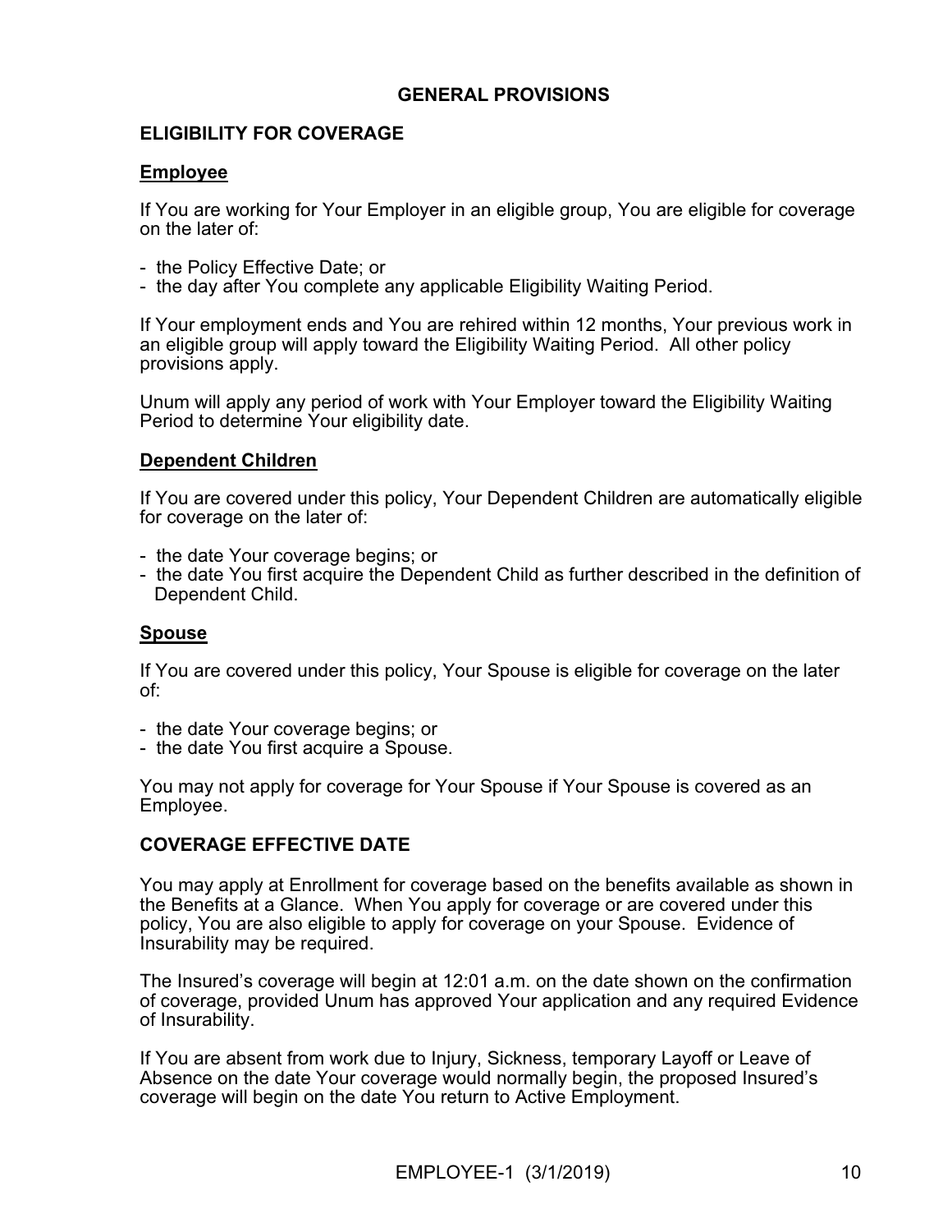## GENERAL PROVISIONS

### ELIGIBILITY FOR COVERAGE

**Employee**

If You are working for Your Employer in an eligible group, You are eligible for coverage on the later of:

- the Policy Effective Date; or
- the day after You complete any applicable Eligibility Waiting Period.

If Your employment ends and You are rehired within 12 months, Your previous work in an eligible group will apply toward the Eligibility Waiting Period. All other policy provisions apply.

Unum will apply any period of work with Your Employer toward the Eligibility Waiting Period to determine Your eligibility date.

**Dependent Children**

If You are covered under this policy, Your Dependent Children are automatically eligible for coverage on the later of:

- the date Your coverage begins; or
- the date You first acquire the Dependent Child as further described in the definition of Dependent Child.

**Spouse**

If You are covered under this policy, Your Spouse is eligible for coverage on the later of:

- the date Your coverage begins; or
- the date You first acquire a Spouse.

You may not apply for coverage for Your Spouse if Your Spouse is covered as an Employee.

### COVERAGE EFFECTIVE DATE

You may apply at Enrollment for coverage based on the benefits available as shown in the Benefits at a Glance. When You apply for coverage or are covered under this policy, You are also eligible to apply for coverage on your Spouse. Evidence of Insurability may be required.

The Insured's coverage will begin at 12:01 a.m. on the date shown on the confirmation of coverage, provided Unum has approved Your application and any required Evidence of Insurability.

If You are absent from work due to Injury, Sickness, temporary Layoff or Leave of Absence on the date Your coverage would normally begin, the proposed Insured's coverage will begin on the date You return to Active Employment.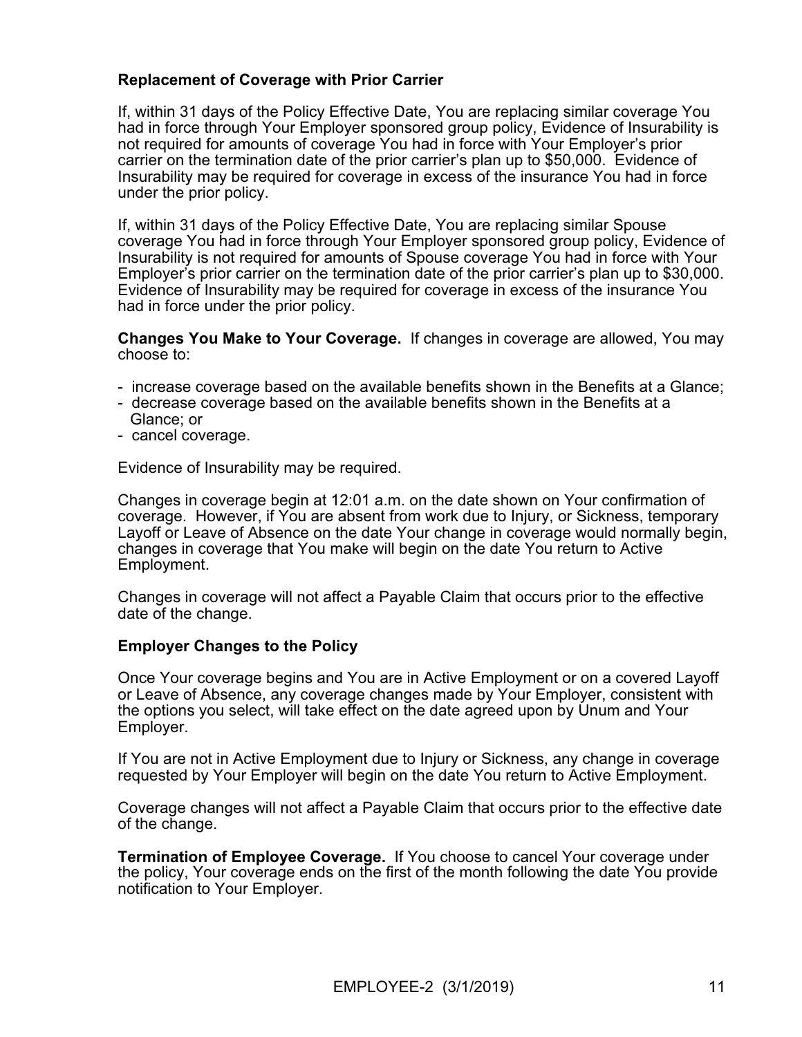**Replacement of Coverage with Prior Carrier**

If, within 31 days of the Policy Effective Date, You are replacing similar coverage You had in force through Your Employer sponsored group policy, Evidence of Insurability is not required for amounts of coverage You had in force with Your Employer's prior carrier on the termination date of the prior carrier's plan up to $50,000. Evidence of Insurability may be required for coverage in excess of the insurance You had in force under the prior policy.

If, within 31 days of the Policy Effective Date, You are replacing similar Spouse coverage You had in force through Your Employer sponsored group policy, Evidence of Insurability is not required for amounts of Spouse coverage You had in force with Your Employer's prior carrier on the termination date of the prior carrier's plan up to $30,000. Evidence of Insurability may be required for coverage in excess of the insurance You had in force under the prior policy.

**Changes You Make to Your Coverage.** If changes in coverage are allowed, You may choose to:

- increase coverage based on the available benefits shown in the Benefits at a Glance;
- decrease coverage based on the available benefits shown in the Benefits at a Glance; or
- cancel coverage.

Evidence of Insurability may be required.

Changes in coverage begin at 12:01 a.m. on the date shown on Your confirmation of coverage. However, if You are absent from work due to Injury, or Sickness, temporary Layoff or Leave of Absence on the date Your change in coverage would normally begin, changes in coverage that You make will begin on the date You return to Active Employment.

Changes in coverage will not affect a Payable Claim that occurs prior to the effective date of the change.

**Employer Changes to the Policy**

Once Your coverage begins and You are in Active Employment or on a covered Layoff or Leave of Absence, any coverage changes made by Your Employer, consistent with the options you select, will take effect on the date agreed upon by Unum and Your Employer.

If You are not in Active Employment due to Injury or Sickness, any change in coverage requested by Your Employer will begin on the date You return to Active Employment.

Coverage changes will not affect a Payable Claim that occurs prior to the effective date of the change.

**Termination of Employee Coverage.** If You choose to cancel Your coverage under the policy, Your coverage ends on the first of the month following the date You provide notification to Your Employer.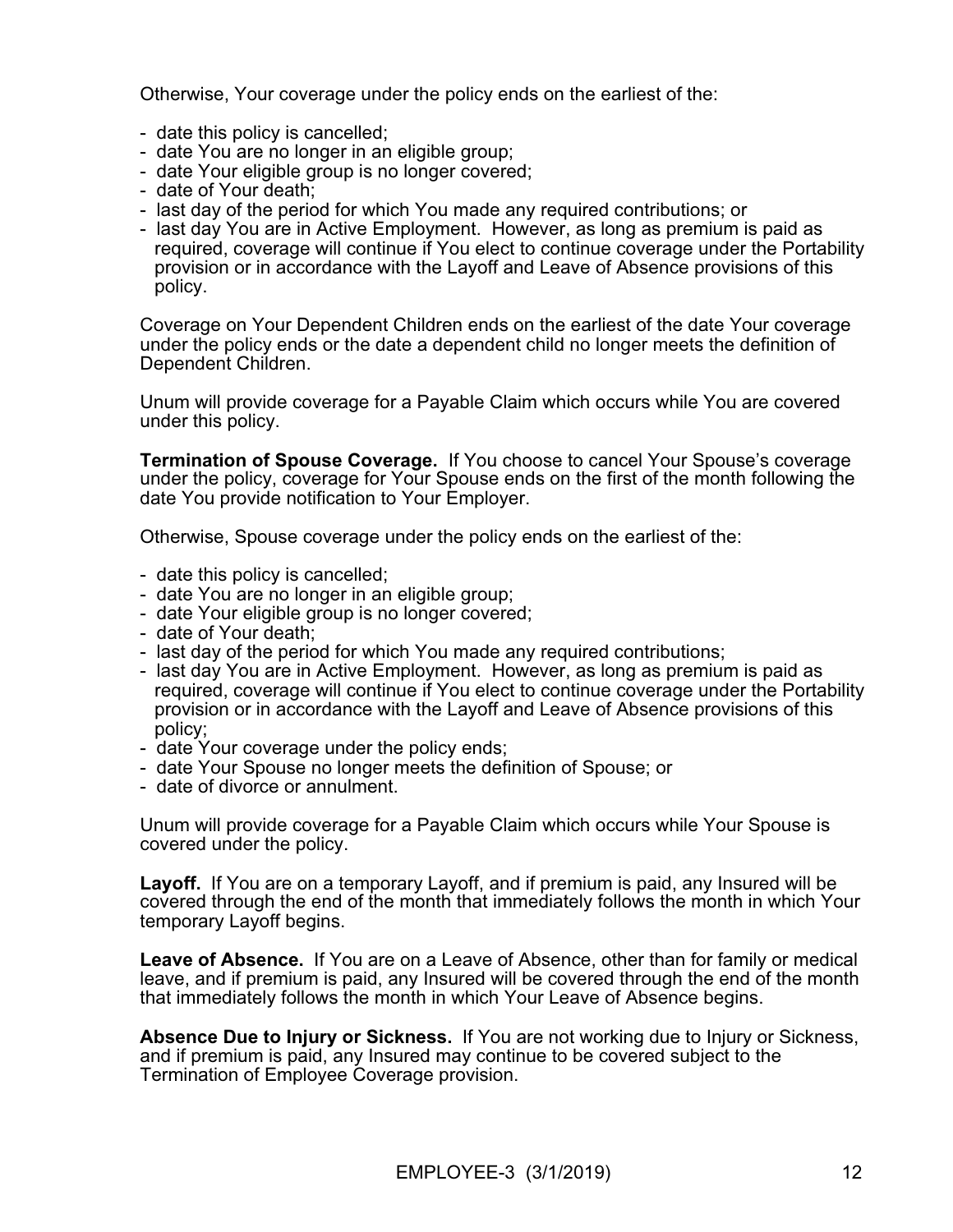Otherwise, Your coverage under the policy ends on the earliest of the:

- date this policy is cancelled;
- date You are no longer in an eligible group;
- date Your eligible group is no longer covered;
- date of Your death;
- last day of the period for which You made any required contributions; or
- last day You are in Active Employment. However, as long as premium is paid as required, coverage will continue if You elect to continue coverage under the Portability provision or in accordance with the Layoff and Leave of Absence provisions of this policy.

Coverage on Your Dependent Children ends on the earliest of the date Your coverage under the policy ends or the date a dependent child no longer meets the definition of Dependent Children.

Unum will provide coverage for a Payable Claim which occurs while You are covered under this policy.

**Termination of Spouse Coverage.** If You choose to cancel Your Spouse's coverage under the policy, coverage for Your Spouse ends on the first of the month following the date You provide notification to Your Employer.

Otherwise, Spouse coverage under the policy ends on the earliest of the:

- date this policy is cancelled;
- date You are no longer in an eligible group;
- date Your eligible group is no longer covered;
- date of Your death;
- last day of the period for which You made any required contributions;
- last day You are in Active Employment. However, as long as premium is paid as required, coverage will continue if You elect to continue coverage under the Portability provision or in accordance with the Layoff and Leave of Absence provisions of this policy;
- date Your coverage under the policy ends;
- date Your Spouse no longer meets the definition of Spouse; or
- date of divorce or annulment.

Unum will provide coverage for a Payable Claim which occurs while Your Spouse is covered under the policy.

**Layoff.** If You are on a temporary Layoff, and if premium is paid, any Insured will be covered through the end of the month that immediately follows the month in which Your temporary Layoff begins.

**Leave of Absence.** If You are on a Leave of Absence, other than for family or medical leave, and if premium is paid, any Insured will be covered through the end of the month that immediately follows the month in which Your Leave of Absence begins.

**Absence Due to Injury or Sickness.** If You are not working due to Injury or Sickness, and if premium is paid, any Insured may continue to be covered subject to the Termination of Employee Coverage provision.

EMPLOYEE-3 (3/1/2019)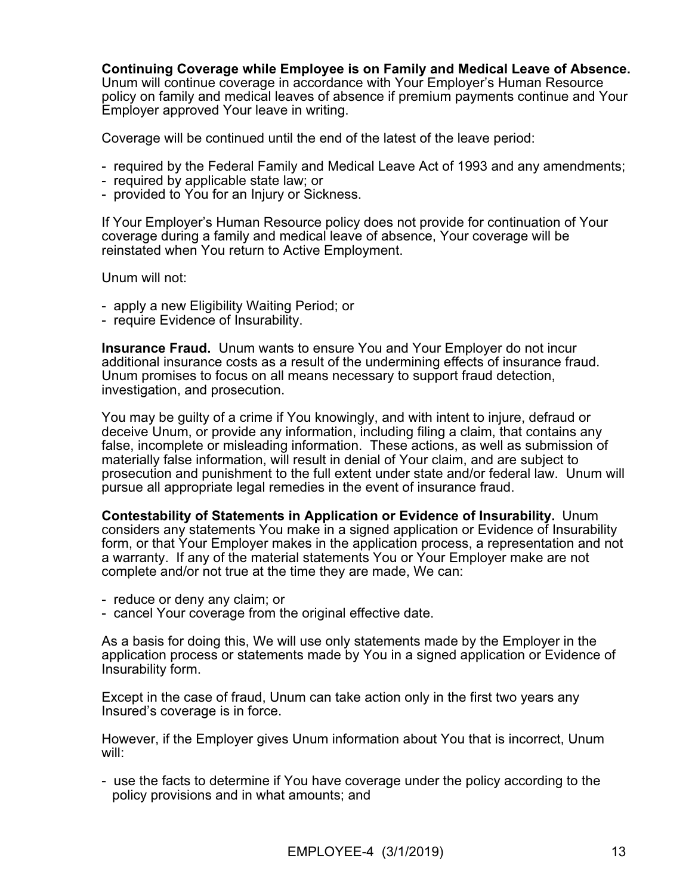**Continuing Coverage while Employee is on Family and Medical Leave of Absence.** Unum will continue coverage in accordance with Your Employer's Human Resource policy on family and medical leaves of absence if premium payments continue and Your Employer approved Your leave in writing.

Coverage will be continued until the end of the latest of the leave period:

- required by the Federal Family and Medical Leave Act of 1993 and any amendments;
- required by applicable state law; or
- provided to You for an Injury or Sickness.

If Your Employer's Human Resource policy does not provide for continuation of Your coverage during a family and medical leave of absence, Your coverage will be reinstated when You return to Active Employment.

Unum will not:

- apply a new Eligibility Waiting Period; or
- require Evidence of Insurability.

**Insurance Fraud.** Unum wants to ensure You and Your Employer do not incur additional insurance costs as a result of the undermining effects of insurance fraud. Unum promises to focus on all means necessary to support fraud detection, investigation, and prosecution.

You may be guilty of a crime if You knowingly, and with intent to injure, defraud or deceive Unum, or provide any information, including filing a claim, that contains any false, incomplete or misleading information. These actions, as well as submission of materially false information, will result in denial of Your claim, and are subject to prosecution and punishment to the full extent under state and/or federal law. Unum will pursue all appropriate legal remedies in the event of insurance fraud.

**Contestability of Statements in Application or Evidence of Insurability.** Unum considers any statements You make in a signed application or Evidence of Insurability form, or that Your Employer makes in the application process, a representation and not a warranty. If any of the material statements You or Your Employer make are not complete and/or not true at the time they are made, We can:

- reduce or deny any claim; or
- cancel Your coverage from the original effective date.

As a basis for doing this, We will use only statements made by the Employer in the application process or statements made by You in a signed application or Evidence of Insurability form.

Except in the case of fraud, Unum can take action only in the first two years any Insured's coverage is in force.

However, if the Employer gives Unum information about You that is incorrect, Unum will:

- use the facts to determine if You have coverage under the policy according to the policy provisions and in what amounts; and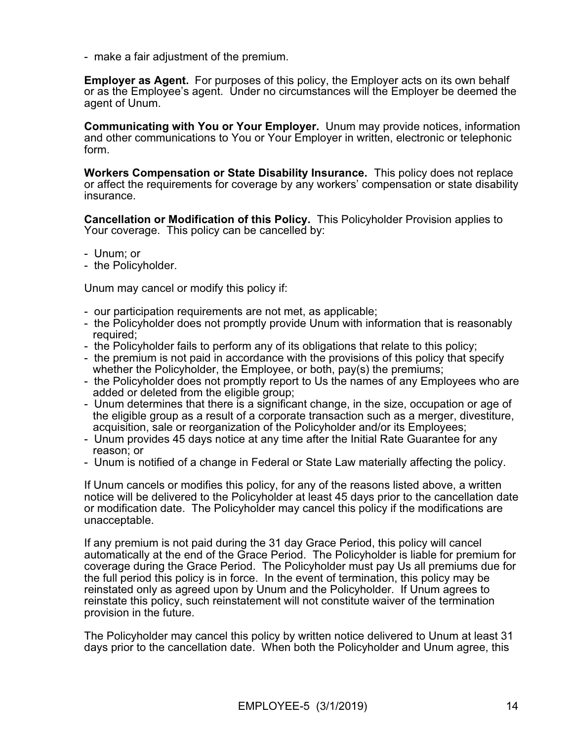- make a fair adjustment of the premium.

**Employer as Agent.** For purposes of this policy, the Employer acts on its own behalf or as the Employee's agent. Under no circumstances will the Employer be deemed the agent of Unum.

**Communicating with You or Your Employer.** Unum may provide notices, information and other communications to You or Your Employer in written, electronic or telephonic form.

**Workers Compensation or State Disability Insurance.** This policy does not replace or affect the requirements for coverage by any workers' compensation or state disability insurance.

**Cancellation or Modification of this Policy.** This Policyholder Provision applies to Your coverage. This policy can be cancelled by:

- Unum; or
- the Policyholder.

Unum may cancel or modify this policy if:

- our participation requirements are not met, as applicable;
- the Policyholder does not promptly provide Unum with information that is reasonably required;
- the Policyholder fails to perform any of its obligations that relate to this policy;
- the premium is not paid in accordance with the provisions of this policy that specify whether the Policyholder, the Employee, or both, pay(s) the premiums;
- the Policyholder does not promptly report to Us the names of any Employees who are added or deleted from the eligible group;
- Unum determines that there is a significant change, in the size, occupation or age of the eligible group as a result of a corporate transaction such as a merger, divestiture, acquisition, sale or reorganization of the Policyholder and/or its Employees;
- Unum provides 45 days notice at any time after the Initial Rate Guarantee for any reason; or
- Unum is notified of a change in Federal or State Law materially affecting the policy.

If Unum cancels or modifies this policy, for any of the reasons listed above, a written notice will be delivered to the Policyholder at least 45 days prior to the cancellation date or modification date. The Policyholder may cancel this policy if the modifications are unacceptable.

If any premium is not paid during the 31 day Grace Period, this policy will cancel automatically at the end of the Grace Period. The Policyholder is liable for premium for coverage during the Grace Period. The Policyholder must pay Us all premiums due for the full period this policy is in force. In the event of termination, this policy may be reinstated only as agreed upon by Unum and the Policyholder. If Unum agrees to reinstate this policy, such reinstatement will not constitute waiver of the termination provision in the future.

The Policyholder may cancel this policy by written notice delivered to Unum at least 31 days prior to the cancellation date. When both the Policyholder and Unum agree, this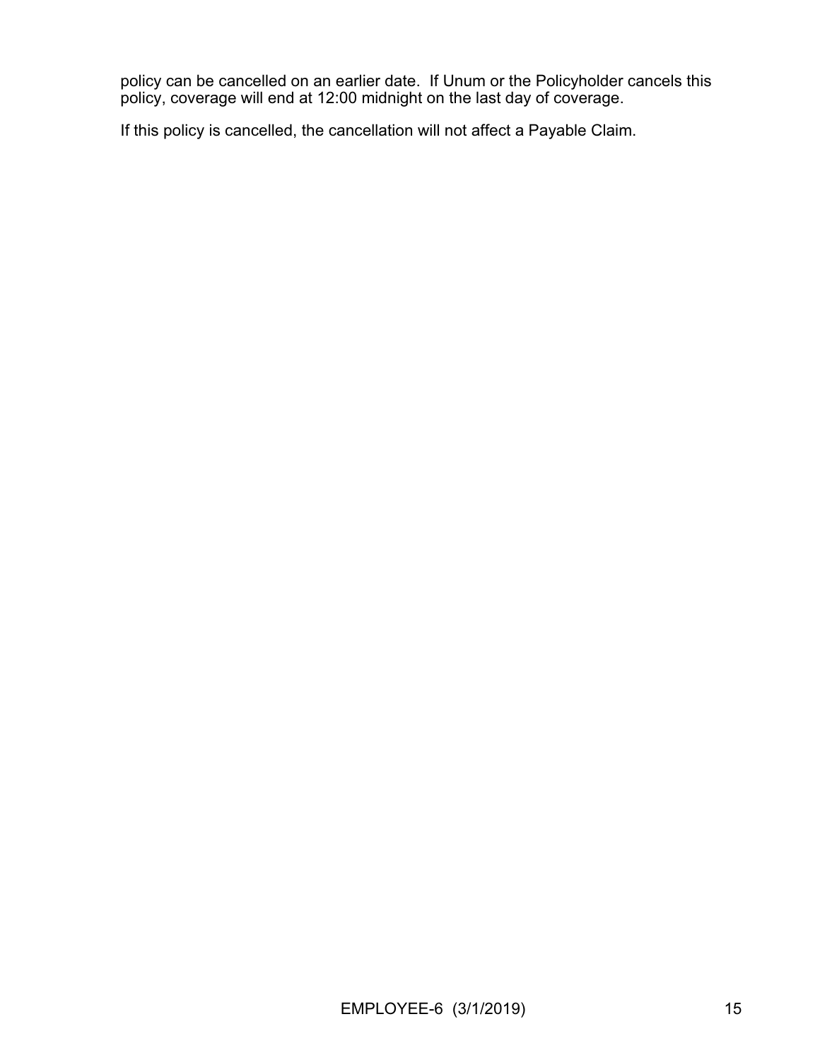policy can be cancelled on an earlier date. If Unum or the Policyholder cancels this policy, coverage will end at 12:00 midnight on the last day of coverage.

If this policy is cancelled, the cancellation will not affect a Payable Claim.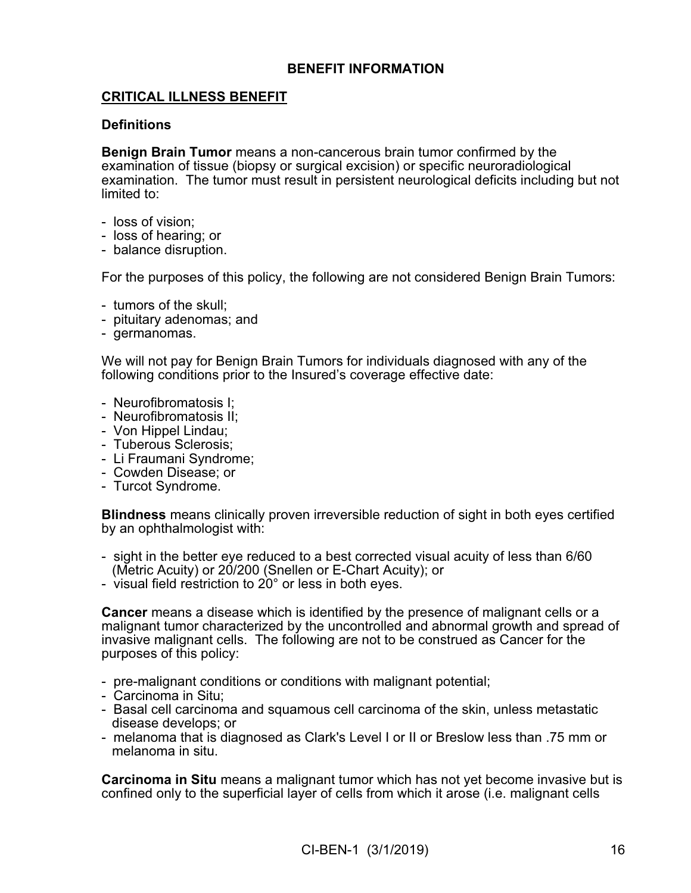## BENEFIT INFORMATION

### CRITICAL ILLNESS BENEFIT

#### Definitions

**Benign Brain Tumor** means a non-cancerous brain tumor confirmed by the examination of tissue (biopsy or surgical excision) or specific neuroradiological examination. The tumor must result in persistent neurological deficits including but not limited to:

- loss of vision;
- loss of hearing; or
- balance disruption.

For the purposes of this policy, the following are not considered Benign Brain Tumors:

- tumors of the skull;
- pituitary adenomas; and
- germanomas.

We will not pay for Benign Brain Tumors for individuals diagnosed with any of the following conditions prior to the Insured's coverage effective date:

- Neurofibromatosis I;
- Neurofibromatosis II;
- Von Hippel Lindau;
- Tuberous Sclerosis;
- Li Fraumani Syndrome;
- Cowden Disease; or
- Turcot Syndrome.

**Blindness** means clinically proven irreversible reduction of sight in both eyes certified by an ophthalmologist with:

- sight in the better eye reduced to a best corrected visual acuity of less than 6/60 (Metric Acuity) or 20/200 (Snellen or E-Chart Acuity); or
- visual field restriction to 20° or less in both eyes.

**Cancer** means a disease which is identified by the presence of malignant cells or a malignant tumor characterized by the uncontrolled and abnormal growth and spread of invasive malignant cells. The following are not to be construed as Cancer for the purposes of this policy:

- pre-malignant conditions or conditions with malignant potential;
- Carcinoma in Situ;
- Basal cell carcinoma and squamous cell carcinoma of the skin, unless metastatic disease develops; or
- melanoma that is diagnosed as Clark's Level I or II or Breslow less than .75 mm or melanoma in situ.

**Carcinoma in Situ** means a malignant tumor which has not yet become invasive but is confined only to the superficial layer of cells from which it arose (i.e. malignant cells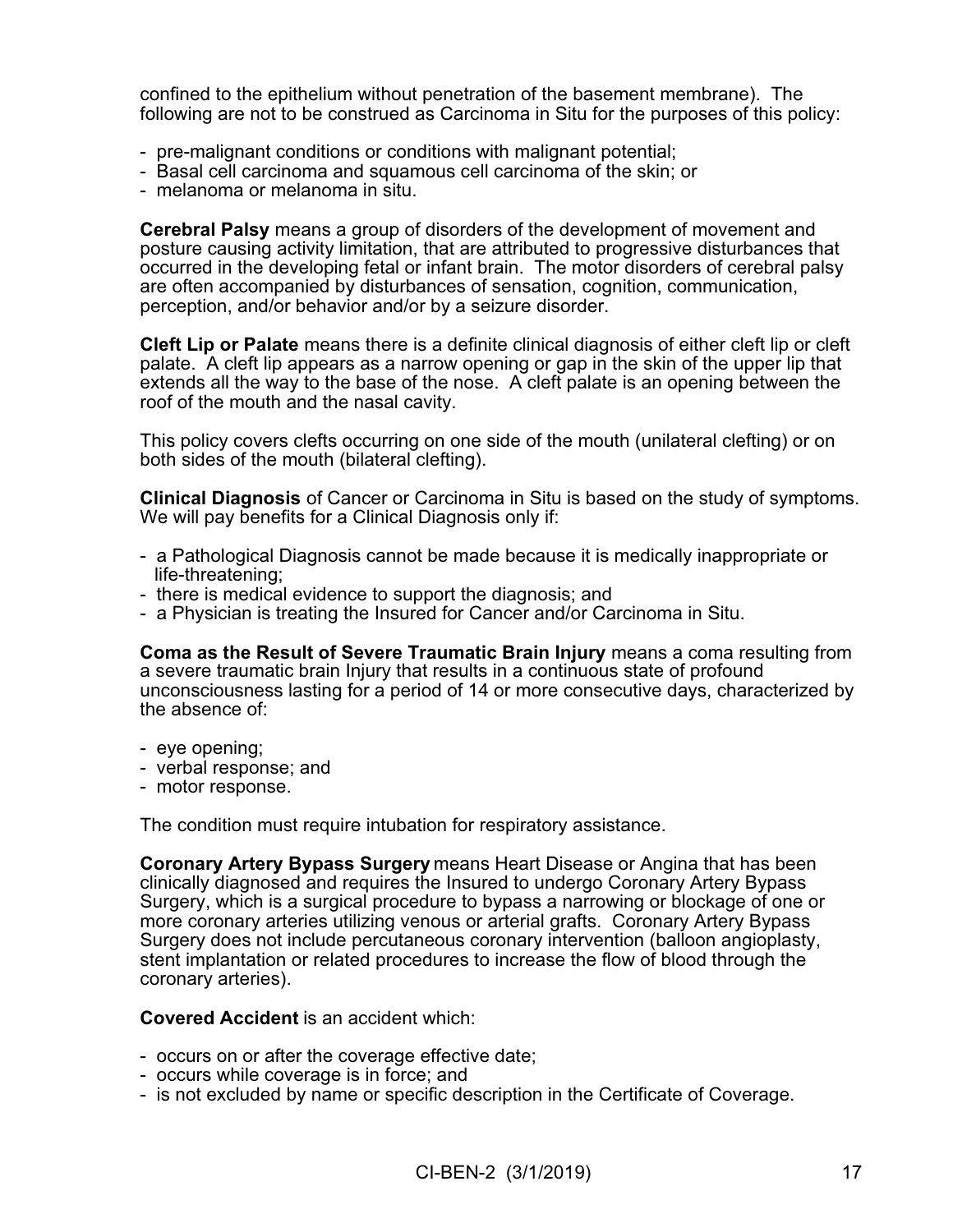confined to the epithelium without penetration of the basement membrane). The following are not to be construed as Carcinoma in Situ for the purposes of this policy:

- pre-malignant conditions or conditions with malignant potential;
- Basal cell carcinoma and squamous cell carcinoma of the skin; or
- melanoma or melanoma in situ.

**Cerebral Palsy** means a group of disorders of the development of movement and posture causing activity limitation, that are attributed to progressive disturbances that occurred in the developing fetal or infant brain. The motor disorders of cerebral palsy are often accompanied by disturbances of sensation, cognition, communication, perception, and/or behavior and/or by a seizure disorder.

**Cleft Lip or Palate** means there is a definite clinical diagnosis of either cleft lip or cleft palate. A cleft lip appears as a narrow opening or gap in the skin of the upper lip that extends all the way to the base of the nose. A cleft palate is an opening between the roof of the mouth and the nasal cavity.

This policy covers clefts occurring on one side of the mouth (unilateral clefting) or on both sides of the mouth (bilateral clefting).

**Clinical Diagnosis** of Cancer or Carcinoma in Situ is based on the study of symptoms. We will pay benefits for a Clinical Diagnosis only if:

- a Pathological Diagnosis cannot be made because it is medically inappropriate or life-threatening;
- there is medical evidence to support the diagnosis; and
- a Physician is treating the Insured for Cancer and/or Carcinoma in Situ.

**Coma as the Result of Severe Traumatic Brain Injury** means a coma resulting from a severe traumatic brain Injury that results in a continuous state of profound unconsciousness lasting for a period of 14 or more consecutive days, characterized by the absence of:

- eye opening;
- verbal response; and
- motor response.

The condition must require intubation for respiratory assistance.

**Coronary Artery Bypass Surgery** means Heart Disease or Angina that has been clinically diagnosed and requires the Insured to undergo Coronary Artery Bypass Surgery, which is a surgical procedure to bypass a narrowing or blockage of one or more coronary arteries utilizing venous or arterial grafts. Coronary Artery Bypass Surgery does not include percutaneous coronary intervention (balloon angioplasty, stent implantation or related procedures to increase the flow of blood through the coronary arteries).

**Covered Accident** is an accident which:

- occurs on or after the coverage effective date;
- occurs while coverage is in force; and
- is not excluded by name or specific description in the Certificate of Coverage.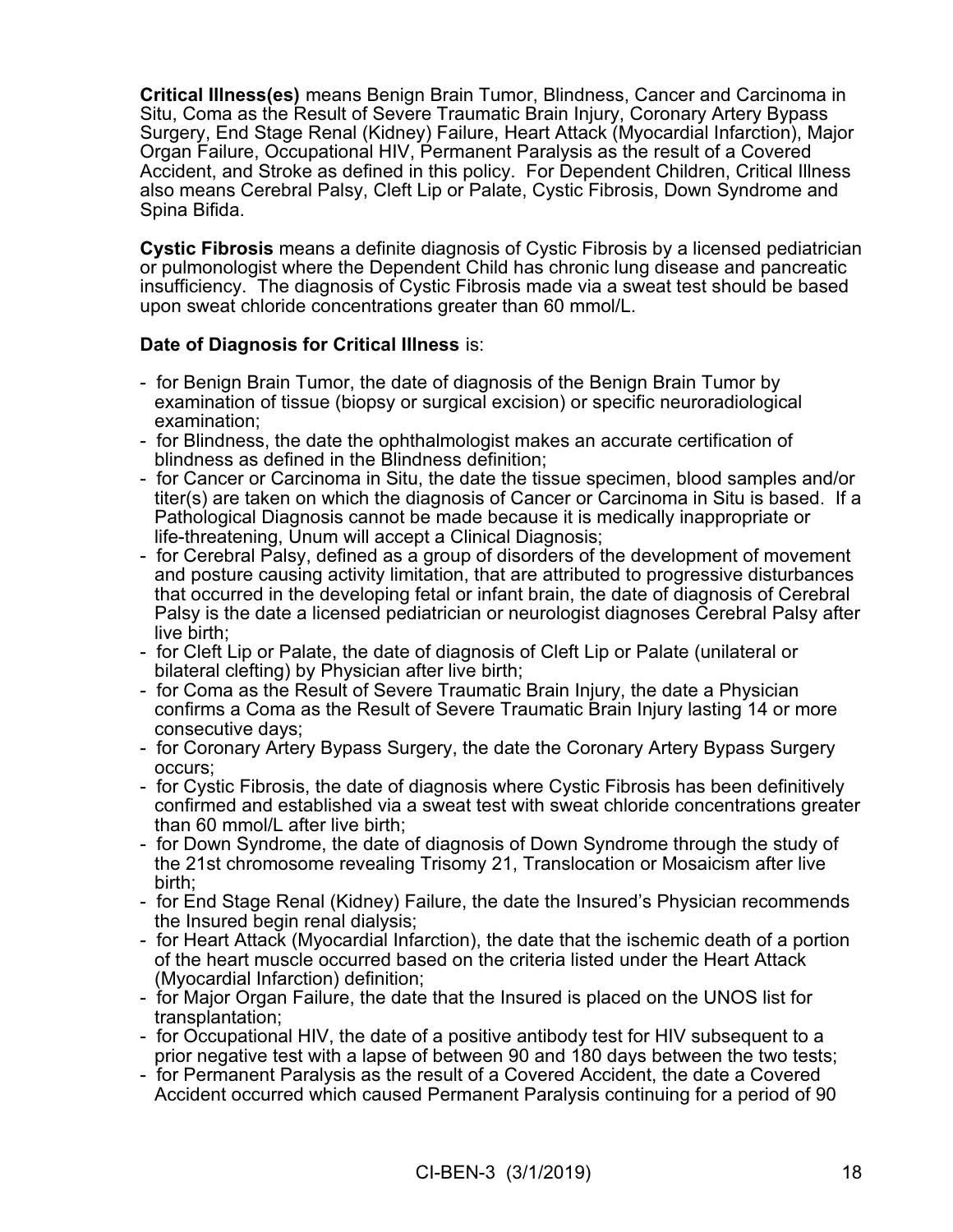**Critical Illness(es)** means Benign Brain Tumor, Blindness, Cancer and Carcinoma in Situ, Coma as the Result of Severe Traumatic Brain Injury, Coronary Artery Bypass Surgery, End Stage Renal (Kidney) Failure, Heart Attack (Myocardial Infarction), Major Organ Failure, Occupational HIV, Permanent Paralysis as the result of a Covered Accident, and Stroke as defined in this policy. For Dependent Children, Critical Illness also means Cerebral Palsy, Cleft Lip or Palate, Cystic Fibrosis, Down Syndrome and Spina Bifida.

**Cystic Fibrosis** means a definite diagnosis of Cystic Fibrosis by a licensed pediatrician or pulmonologist where the Dependent Child has chronic lung disease and pancreatic insufficiency. The diagnosis of Cystic Fibrosis made via a sweat test should be based upon sweat chloride concentrations greater than 60 mmol/L.

**Date of Diagnosis for Critical Illness** is:

- for Benign Brain Tumor, the date of diagnosis of the Benign Brain Tumor by examination of tissue (biopsy or surgical excision) or specific neuroradiological examination;
- for Blindness, the date the ophthalmologist makes an accurate certification of blindness as defined in the Blindness definition;
- for Cancer or Carcinoma in Situ, the date the tissue specimen, blood samples and/or titer(s) are taken on which the diagnosis of Cancer or Carcinoma in Situ is based. If a Pathological Diagnosis cannot be made because it is medically inappropriate or life-threatening, Unum will accept a Clinical Diagnosis;
- for Cerebral Palsy, defined as a group of disorders of the development of movement and posture causing activity limitation, that are attributed to progressive disturbances that occurred in the developing fetal or infant brain, the date of diagnosis of Cerebral Palsy is the date a licensed pediatrician or neurologist diagnoses Cerebral Palsy after live birth;
- for Cleft Lip or Palate, the date of diagnosis of Cleft Lip or Palate (unilateral or bilateral clefting) by Physician after live birth;
- for Coma as the Result of Severe Traumatic Brain Injury, the date a Physician confirms a Coma as the Result of Severe Traumatic Brain Injury lasting 14 or more consecutive days;
- for Coronary Artery Bypass Surgery, the date the Coronary Artery Bypass Surgery occurs;
- for Cystic Fibrosis, the date of diagnosis where Cystic Fibrosis has been definitively confirmed and established via a sweat test with sweat chloride concentrations greater than 60 mmol/L after live birth;
- for Down Syndrome, the date of diagnosis of Down Syndrome through the study of the 21st chromosome revealing Trisomy 21, Translocation or Mosaicism after live birth;
- for End Stage Renal (Kidney) Failure, the date the Insured's Physician recommends the Insured begin renal dialysis;
- for Heart Attack (Myocardial Infarction), the date that the ischemic death of a portion of the heart muscle occurred based on the criteria listed under the Heart Attack (Myocardial Infarction) definition;
- for Major Organ Failure, the date that the Insured is placed on the UNOS list for transplantation;
- for Occupational HIV, the date of a positive antibody test for HIV subsequent to a prior negative test with a lapse of between 90 and 180 days between the two tests;
- for Permanent Paralysis as the result of a Covered Accident, the date a Covered Accident occurred which caused Permanent Paralysis continuing for a period of 90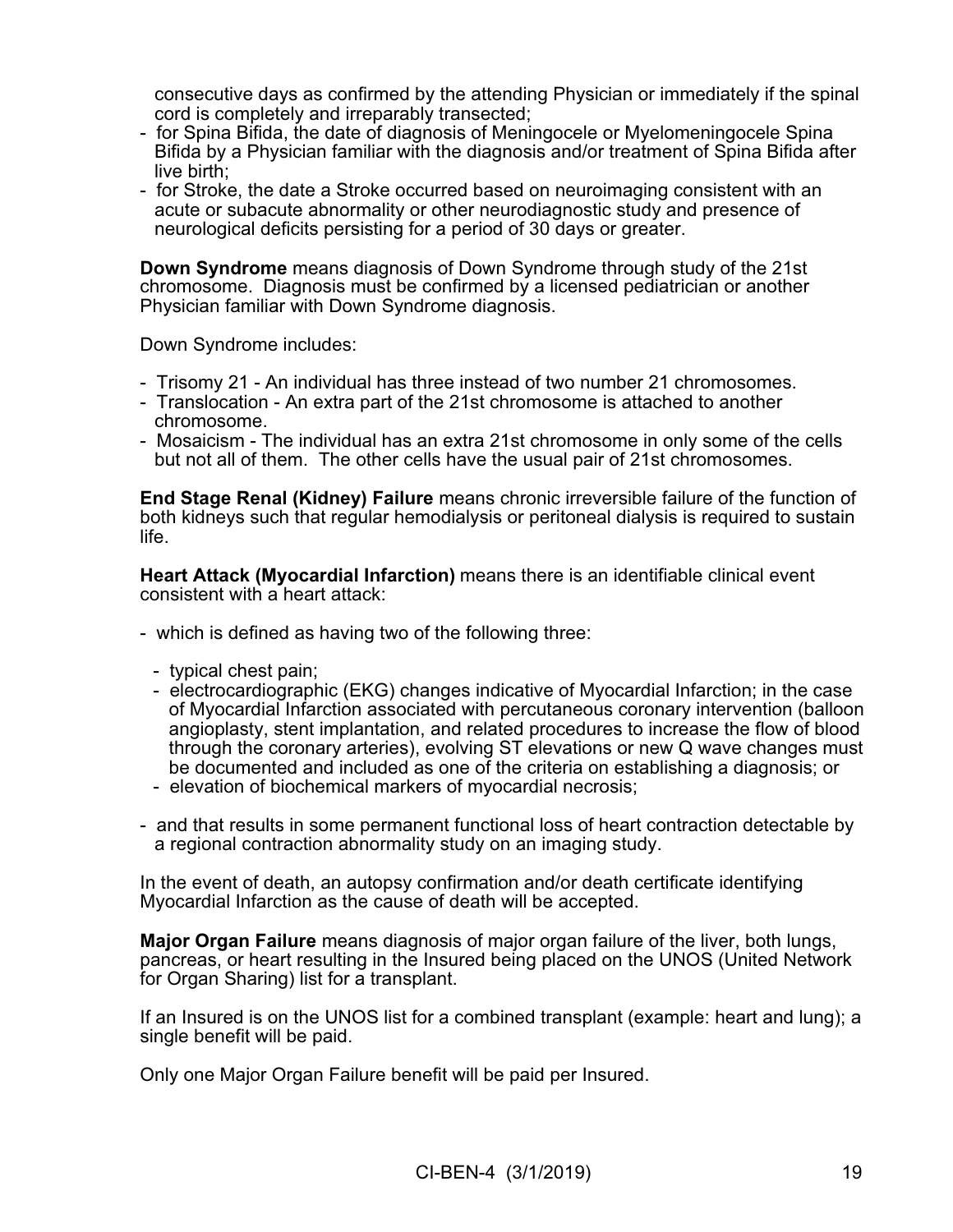consecutive days as confirmed by the attending Physician or immediately if the spinal cord is completely and irreparably transected;

- for Spina Bifida, the date of diagnosis of Meningocele or Myelomeningocele Spina Bifida by a Physician familiar with the diagnosis and/or treatment of Spina Bifida after live birth;
- for Stroke, the date a Stroke occurred based on neuroimaging consistent with an acute or subacute abnormality or other neurodiagnostic study and presence of neurological deficits persisting for a period of 30 days or greater.

**Down Syndrome** means diagnosis of Down Syndrome through study of the 21st chromosome. Diagnosis must be confirmed by a licensed pediatrician or another Physician familiar with Down Syndrome diagnosis.

Down Syndrome includes:

- Trisomy 21 - An individual has three instead of two number 21 chromosomes.
- Translocation - An extra part of the 21st chromosome is attached to another chromosome.
- Mosaicism - The individual has an extra 21st chromosome in only some of the cells but not all of them. The other cells have the usual pair of 21st chromosomes.

**End Stage Renal (Kidney) Failure** means chronic irreversible failure of the function of both kidneys such that regular hemodialysis or peritoneal dialysis is required to sustain life.

**Heart Attack (Myocardial Infarction)** means there is an identifiable clinical event consistent with a heart attack:

- which is defined as having two of the following three:
  - typical chest pain;
  - electrocardiographic (EKG) changes indicative of Myocardial Infarction; in the case of Myocardial Infarction associated with percutaneous coronary intervention (balloon angioplasty, stent implantation, and related procedures to increase the flow of blood through the coronary arteries), evolving ST elevations or new Q wave changes must be documented and included as one of the criteria on establishing a diagnosis; or
  - elevation of biochemical markers of myocardial necrosis;
- and that results in some permanent functional loss of heart contraction detectable by a regional contraction abnormality study on an imaging study.

In the event of death, an autopsy confirmation and/or death certificate identifying Myocardial Infarction as the cause of death will be accepted.

**Major Organ Failure** means diagnosis of major organ failure of the liver, both lungs, pancreas, or heart resulting in the Insured being placed on the UNOS (United Network for Organ Sharing) list for a transplant.

If an Insured is on the UNOS list for a combined transplant (example: heart and lung); a single benefit will be paid.

Only one Major Organ Failure benefit will be paid per Insured.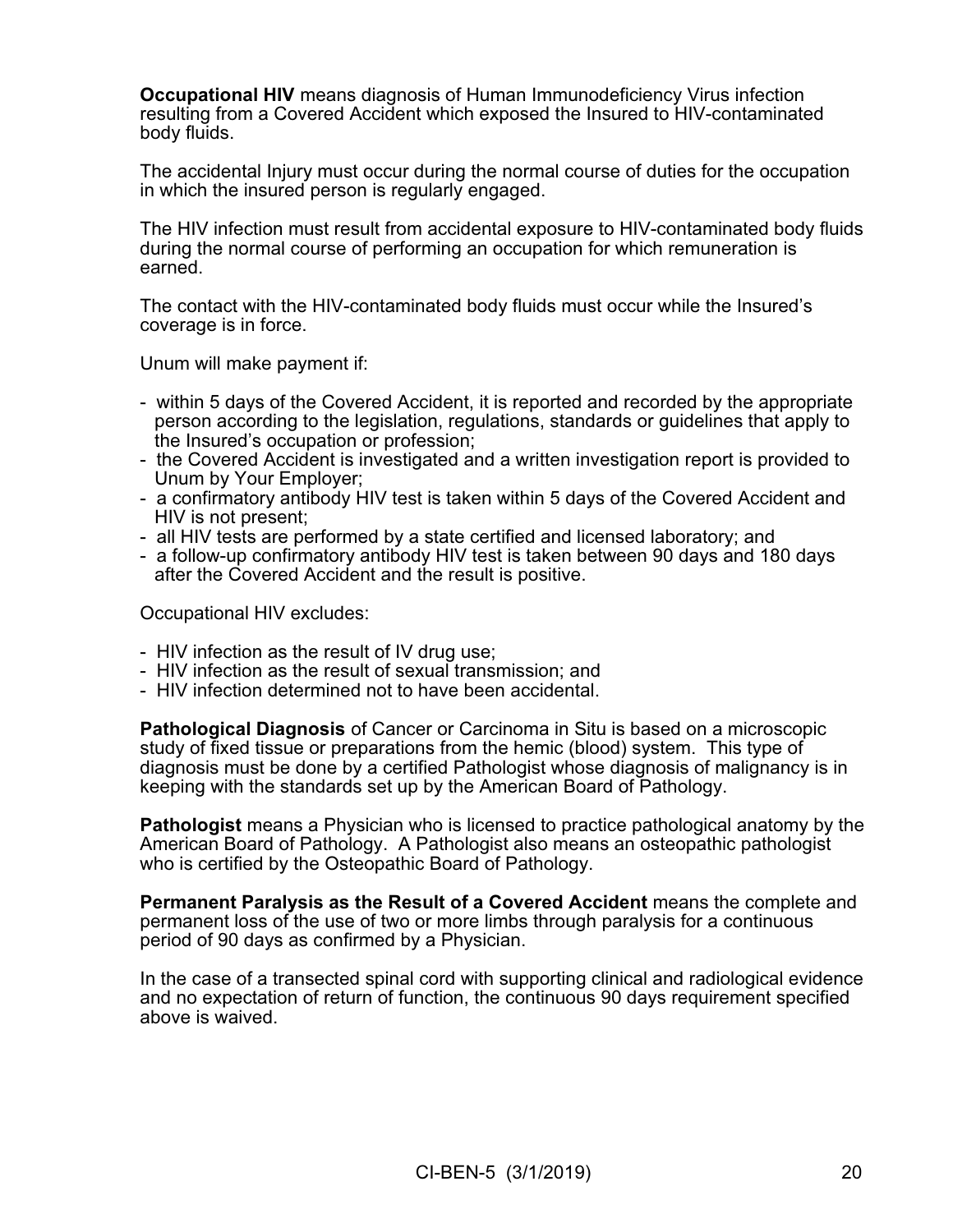**Occupational HIV** means diagnosis of Human Immunodeficiency Virus infection resulting from a Covered Accident which exposed the Insured to HIV-contaminated body fluids.

The accidental Injury must occur during the normal course of duties for the occupation in which the insured person is regularly engaged.

The HIV infection must result from accidental exposure to HIV-contaminated body fluids during the normal course of performing an occupation for which remuneration is earned.

The contact with the HIV-contaminated body fluids must occur while the Insured's coverage is in force.

Unum will make payment if:

- within 5 days of the Covered Accident, it is reported and recorded by the appropriate person according to the legislation, regulations, standards or guidelines that apply to the Insured's occupation or profession;
- the Covered Accident is investigated and a written investigation report is provided to Unum by Your Employer;
- a confirmatory antibody HIV test is taken within 5 days of the Covered Accident and HIV is not present;
- all HIV tests are performed by a state certified and licensed laboratory; and
- a follow-up confirmatory antibody HIV test is taken between 90 days and 180 days after the Covered Accident and the result is positive.

Occupational HIV excludes:

- HIV infection as the result of IV drug use;
- HIV infection as the result of sexual transmission; and
- HIV infection determined not to have been accidental.

**Pathological Diagnosis** of Cancer or Carcinoma in Situ is based on a microscopic study of fixed tissue or preparations from the hemic (blood) system. This type of diagnosis must be done by a certified Pathologist whose diagnosis of malignancy is in keeping with the standards set up by the American Board of Pathology.

**Pathologist** means a Physician who is licensed to practice pathological anatomy by the American Board of Pathology. A Pathologist also means an osteopathic pathologist who is certified by the Osteopathic Board of Pathology.

**Permanent Paralysis as the Result of a Covered Accident** means the complete and permanent loss of the use of two or more limbs through paralysis for a continuous period of 90 days as confirmed by a Physician.

In the case of a transected spinal cord with supporting clinical and radiological evidence and no expectation of return of function, the continuous 90 days requirement specified above is waived.

CI-BEN-5 (3/1/2019)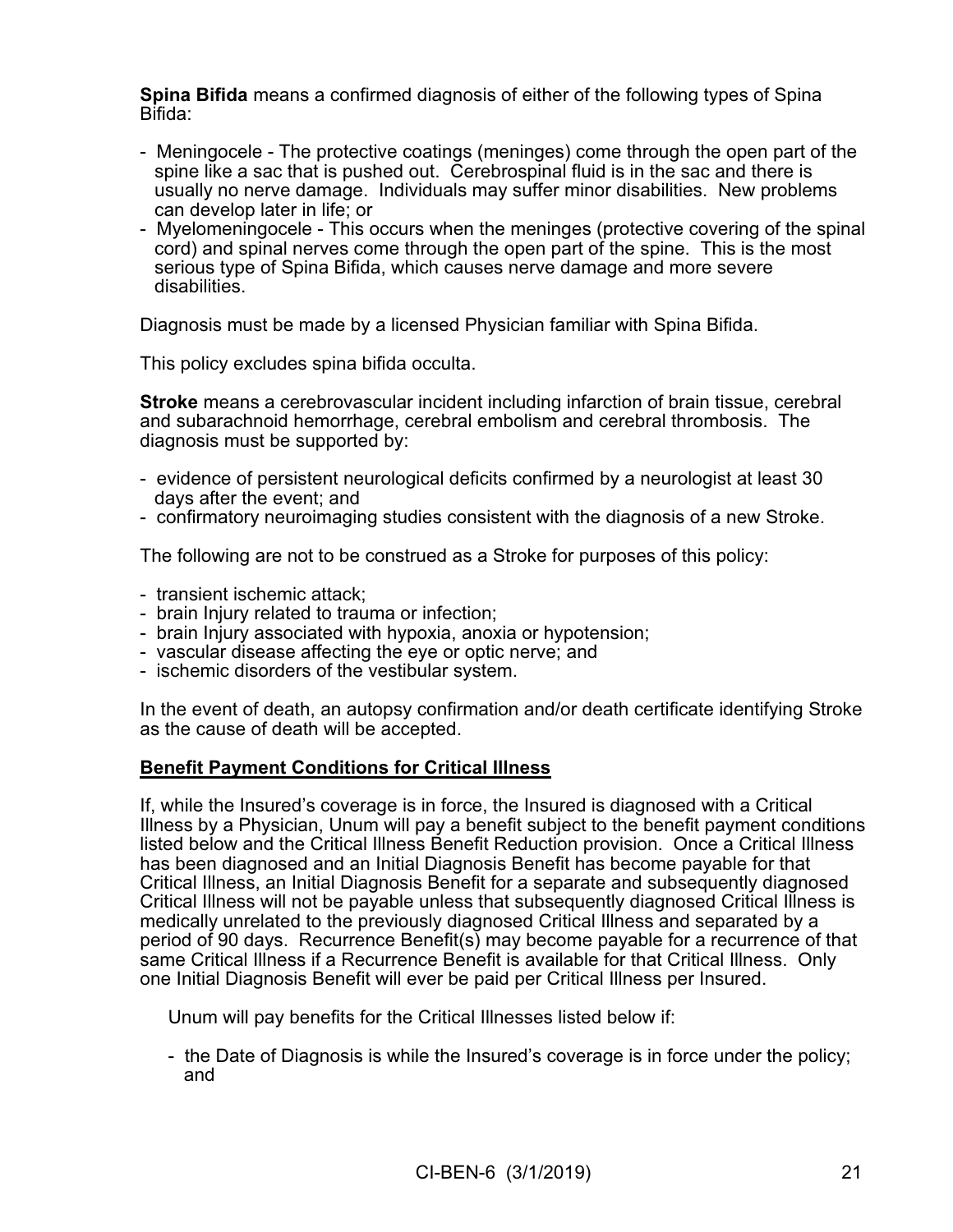**Spina Bifida** means a confirmed diagnosis of either of the following types of Spina Bifida:

- Meningocele - The protective coatings (meninges) come through the open part of the spine like a sac that is pushed out. Cerebrospinal fluid is in the sac and there is usually no nerve damage. Individuals may suffer minor disabilities. New problems can develop later in life; or
- Myelomeningocele - This occurs when the meninges (protective covering of the spinal cord) and spinal nerves come through the open part of the spine. This is the most serious type of Spina Bifida, which causes nerve damage and more severe disabilities.

Diagnosis must be made by a licensed Physician familiar with Spina Bifida.

This policy excludes spina bifida occulta.

**Stroke** means a cerebrovascular incident including infarction of brain tissue, cerebral and subarachnoid hemorrhage, cerebral embolism and cerebral thrombosis. The diagnosis must be supported by:

- evidence of persistent neurological deficits confirmed by a neurologist at least 30 days after the event; and
- confirmatory neuroimaging studies consistent with the diagnosis of a new Stroke.

The following are not to be construed as a Stroke for purposes of this policy:

- transient ischemic attack;
- brain Injury related to trauma or infection;
- brain Injury associated with hypoxia, anoxia or hypotension;
- vascular disease affecting the eye or optic nerve; and
- ischemic disorders of the vestibular system.

In the event of death, an autopsy confirmation and/or death certificate identifying Stroke as the cause of death will be accepted.

**Benefit Payment Conditions for Critical Illness**

If, while the Insured's coverage is in force, the Insured is diagnosed with a Critical Illness by a Physician, Unum will pay a benefit subject to the benefit payment conditions listed below and the Critical Illness Benefit Reduction provision. Once a Critical Illness has been diagnosed and an Initial Diagnosis Benefit has become payable for that Critical Illness, an Initial Diagnosis Benefit for a separate and subsequently diagnosed Critical Illness will not be payable unless that subsequently diagnosed Critical Illness is medically unrelated to the previously diagnosed Critical Illness and separated by a period of 90 days. Recurrence Benefit(s) may become payable for a recurrence of that same Critical Illness if a Recurrence Benefit is available for that Critical Illness. Only one Initial Diagnosis Benefit will ever be paid per Critical Illness per Insured.

Unum will pay benefits for the Critical Illnesses listed below if:

- the Date of Diagnosis is while the Insured's coverage is in force under the policy; and

CI-BEN-6 (3/1/2019)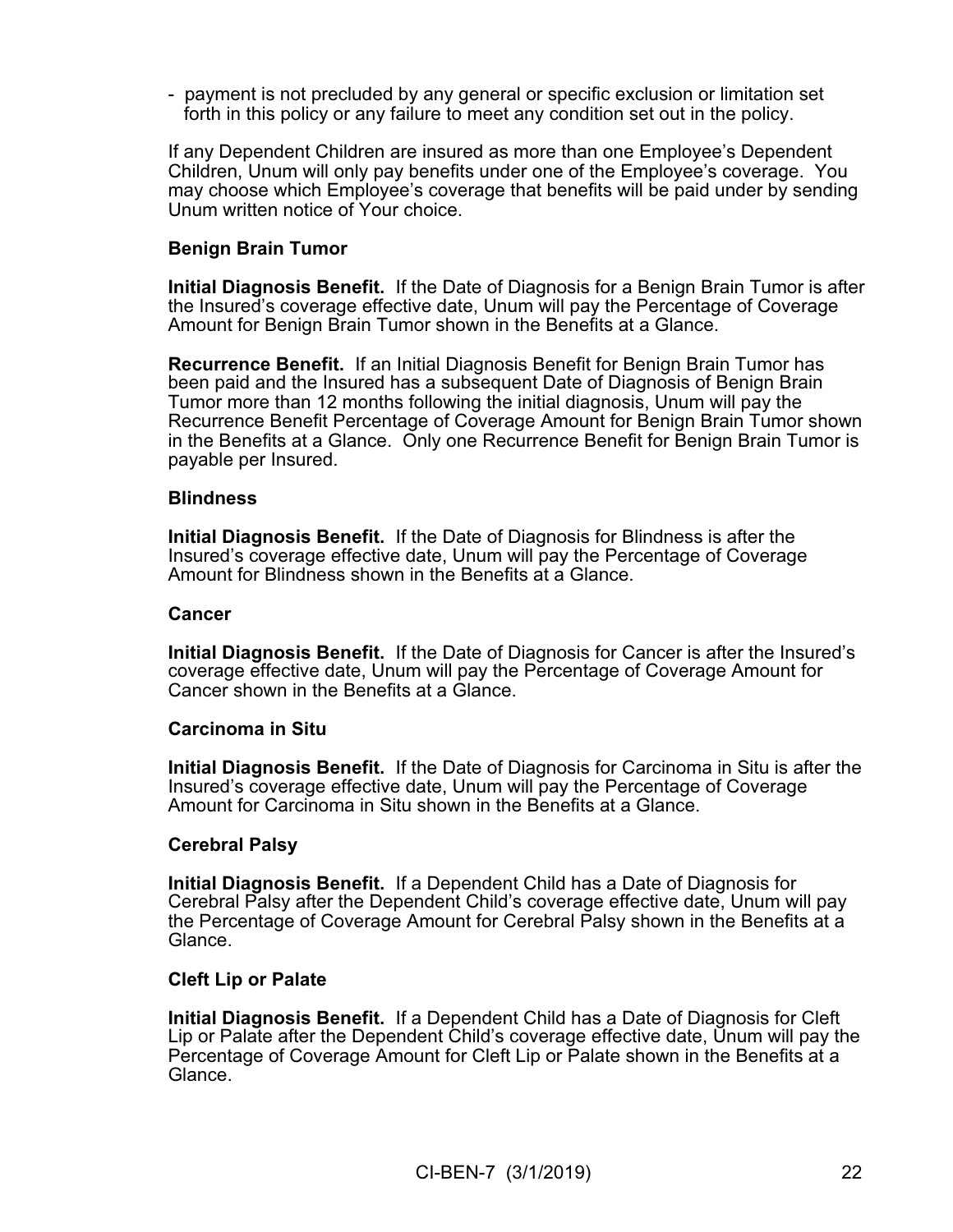- payment is not precluded by any general or specific exclusion or limitation set forth in this policy or any failure to meet any condition set out in the policy.

If any Dependent Children are insured as more than one Employee's Dependent Children, Unum will only pay benefits under one of the Employee's coverage. You may choose which Employee's coverage that benefits will be paid under by sending Unum written notice of Your choice.

**Benign Brain Tumor**

**Initial Diagnosis Benefit.** If the Date of Diagnosis for a Benign Brain Tumor is after the Insured's coverage effective date, Unum will pay the Percentage of Coverage Amount for Benign Brain Tumor shown in the Benefits at a Glance.

**Recurrence Benefit.** If an Initial Diagnosis Benefit for Benign Brain Tumor has been paid and the Insured has a subsequent Date of Diagnosis of Benign Brain Tumor more than 12 months following the initial diagnosis, Unum will pay the Recurrence Benefit Percentage of Coverage Amount for Benign Brain Tumor shown in the Benefits at a Glance. Only one Recurrence Benefit for Benign Brain Tumor is payable per Insured.

**Blindness**

**Initial Diagnosis Benefit.** If the Date of Diagnosis for Blindness is after the Insured's coverage effective date, Unum will pay the Percentage of Coverage Amount for Blindness shown in the Benefits at a Glance.

**Cancer**

**Initial Diagnosis Benefit.** If the Date of Diagnosis for Cancer is after the Insured's coverage effective date, Unum will pay the Percentage of Coverage Amount for Cancer shown in the Benefits at a Glance.

**Carcinoma in Situ**

**Initial Diagnosis Benefit.** If the Date of Diagnosis for Carcinoma in Situ is after the Insured's coverage effective date, Unum will pay the Percentage of Coverage Amount for Carcinoma in Situ shown in the Benefits at a Glance.

**Cerebral Palsy**

**Initial Diagnosis Benefit.** If a Dependent Child has a Date of Diagnosis for Cerebral Palsy after the Dependent Child's coverage effective date, Unum will pay the Percentage of Coverage Amount for Cerebral Palsy shown in the Benefits at a Glance.

**Cleft Lip or Palate**

**Initial Diagnosis Benefit.** If a Dependent Child has a Date of Diagnosis for Cleft Lip or Palate after the Dependent Child's coverage effective date, Unum will pay the Percentage of Coverage Amount for Cleft Lip or Palate shown in the Benefits at a Glance.

CI-BEN-7 (3/1/2019)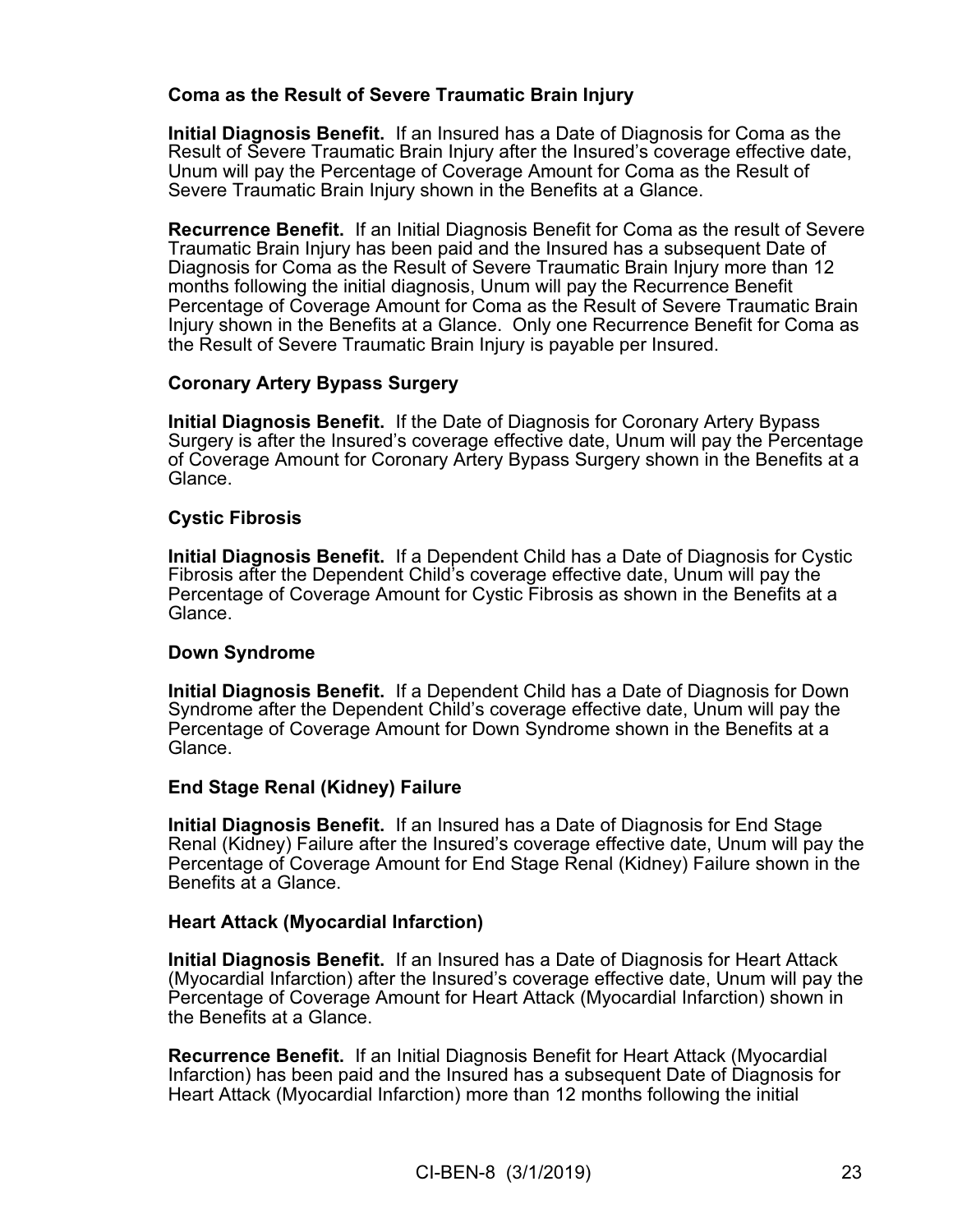### Coma as the Result of Severe Traumatic Brain Injury

**Initial Diagnosis Benefit.** If an Insured has a Date of Diagnosis for Coma as the Result of Severe Traumatic Brain Injury after the Insured's coverage effective date, Unum will pay the Percentage of Coverage Amount for Coma as the Result of Severe Traumatic Brain Injury shown in the Benefits at a Glance.

**Recurrence Benefit.** If an Initial Diagnosis Benefit for Coma as the result of Severe Traumatic Brain Injury has been paid and the Insured has a subsequent Date of Diagnosis for Coma as the Result of Severe Traumatic Brain Injury more than 12 months following the initial diagnosis, Unum will pay the Recurrence Benefit Percentage of Coverage Amount for Coma as the Result of Severe Traumatic Brain Injury shown in the Benefits at a Glance. Only one Recurrence Benefit for Coma as the Result of Severe Traumatic Brain Injury is payable per Insured.

### Coronary Artery Bypass Surgery

**Initial Diagnosis Benefit.** If the Date of Diagnosis for Coronary Artery Bypass Surgery is after the Insured's coverage effective date, Unum will pay the Percentage of Coverage Amount for Coronary Artery Bypass Surgery shown in the Benefits at a Glance.

### Cystic Fibrosis

**Initial Diagnosis Benefit.** If a Dependent Child has a Date of Diagnosis for Cystic Fibrosis after the Dependent Child's coverage effective date, Unum will pay the Percentage of Coverage Amount for Cystic Fibrosis as shown in the Benefits at a Glance.

### Down Syndrome

**Initial Diagnosis Benefit.** If a Dependent Child has a Date of Diagnosis for Down Syndrome after the Dependent Child's coverage effective date, Unum will pay the Percentage of Coverage Amount for Down Syndrome shown in the Benefits at a Glance.

### End Stage Renal (Kidney) Failure

**Initial Diagnosis Benefit.** If an Insured has a Date of Diagnosis for End Stage Renal (Kidney) Failure after the Insured's coverage effective date, Unum will pay the Percentage of Coverage Amount for End Stage Renal (Kidney) Failure shown in the Benefits at a Glance.

### Heart Attack (Myocardial Infarction)

**Initial Diagnosis Benefit.** If an Insured has a Date of Diagnosis for Heart Attack (Myocardial Infarction) after the Insured's coverage effective date, Unum will pay the Percentage of Coverage Amount for Heart Attack (Myocardial Infarction) shown in the Benefits at a Glance.

**Recurrence Benefit.** If an Initial Diagnosis Benefit for Heart Attack (Myocardial Infarction) has been paid and the Insured has a subsequent Date of Diagnosis for Heart Attack (Myocardial Infarction) more than 12 months following the initial

CI-BEN-8 (3/1/2019)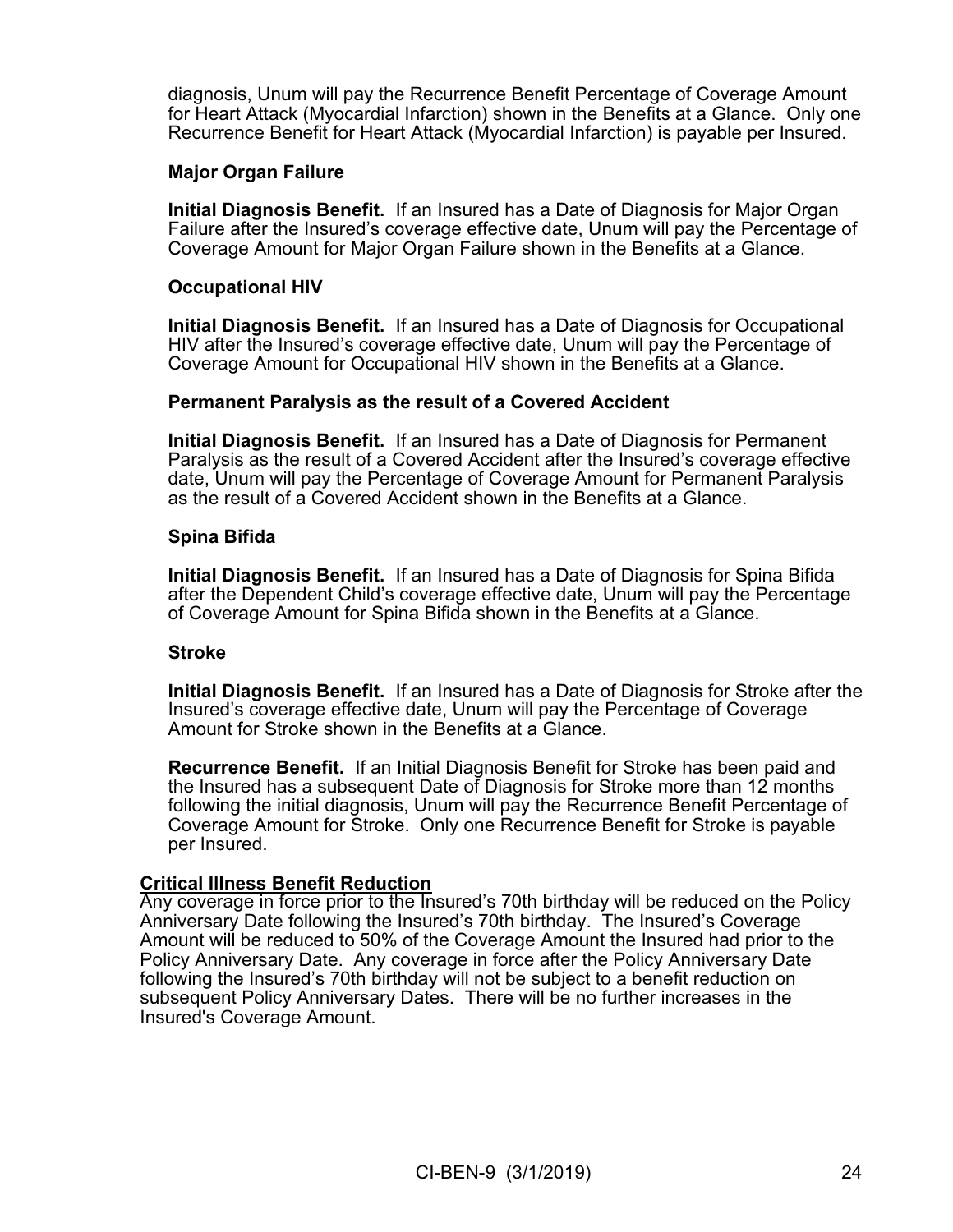diagnosis, Unum will pay the Recurrence Benefit Percentage of Coverage Amount for Heart Attack (Myocardial Infarction) shown in the Benefits at a Glance. Only one Recurrence Benefit for Heart Attack (Myocardial Infarction) is payable per Insured.

**Major Organ Failure**

**Initial Diagnosis Benefit.** If an Insured has a Date of Diagnosis for Major Organ Failure after the Insured's coverage effective date, Unum will pay the Percentage of Coverage Amount for Major Organ Failure shown in the Benefits at a Glance.

**Occupational HIV**

**Initial Diagnosis Benefit.** If an Insured has a Date of Diagnosis for Occupational HIV after the Insured's coverage effective date, Unum will pay the Percentage of Coverage Amount for Occupational HIV shown in the Benefits at a Glance.

**Permanent Paralysis as the result of a Covered Accident**

**Initial Diagnosis Benefit.** If an Insured has a Date of Diagnosis for Permanent Paralysis as the result of a Covered Accident after the Insured's coverage effective date, Unum will pay the Percentage of Coverage Amount for Permanent Paralysis as the result of a Covered Accident shown in the Benefits at a Glance.

**Spina Bifida**

**Initial Diagnosis Benefit.** If an Insured has a Date of Diagnosis for Spina Bifida after the Dependent Child's coverage effective date, Unum will pay the Percentage of Coverage Amount for Spina Bifida shown in the Benefits at a Glance.

**Stroke**

**Initial Diagnosis Benefit.** If an Insured has a Date of Diagnosis for Stroke after the Insured's coverage effective date, Unum will pay the Percentage of Coverage Amount for Stroke shown in the Benefits at a Glance.

**Recurrence Benefit.** If an Initial Diagnosis Benefit for Stroke has been paid and the Insured has a subsequent Date of Diagnosis for Stroke more than 12 months following the initial diagnosis, Unum will pay the Recurrence Benefit Percentage of Coverage Amount for Stroke. Only one Recurrence Benefit for Stroke is payable per Insured.

**Critical Illness Benefit Reduction**

Any coverage in force prior to the Insured's 70th birthday will be reduced on the Policy Anniversary Date following the Insured's 70th birthday. The Insured's Coverage Amount will be reduced to 50% of the Coverage Amount the Insured had prior to the Policy Anniversary Date. Any coverage in force after the Policy Anniversary Date following the Insured's 70th birthday will not be subject to a benefit reduction on subsequent Policy Anniversary Dates. There will be no further increases in the Insured's Coverage Amount.

CI-BEN-9 (3/1/2019)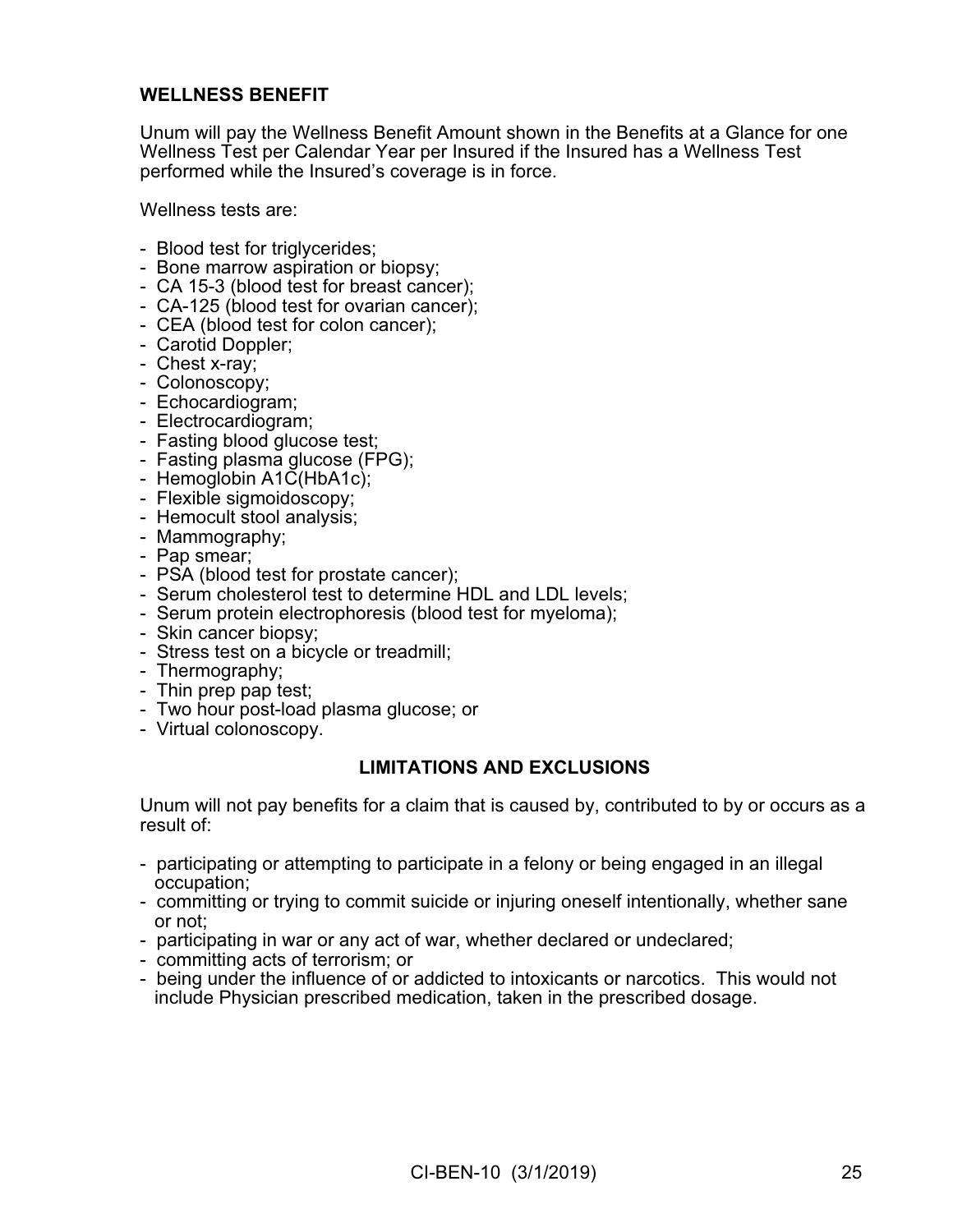**WELLNESS BENEFIT**

Unum will pay the Wellness Benefit Amount shown in the Benefits at a Glance for one Wellness Test per Calendar Year per Insured if the Insured has a Wellness Test performed while the Insured's coverage is in force.

Wellness tests are:

- Blood test for triglycerides;
- Bone marrow aspiration or biopsy;
- CA 15-3 (blood test for breast cancer);
- CA-125 (blood test for ovarian cancer);
- CEA (blood test for colon cancer);
- Carotid Doppler;
- Chest x-ray;
- Colonoscopy;
- Echocardiogram;
- Electrocardiogram;
- Fasting blood glucose test;
- Fasting plasma glucose (FPG);
- Hemoglobin A1C(HbA1c);
- Flexible sigmoidoscopy;
- Hemocult stool analysis;
- Mammography;
- Pap smear;
- PSA (blood test for prostate cancer);
- Serum cholesterol test to determine HDL and LDL levels;
- Serum protein electrophoresis (blood test for myeloma);
- Skin cancer biopsy;
- Stress test on a bicycle or treadmill;
- Thermography;
- Thin prep pap test;
- Two hour post-load plasma glucose; or
- Virtual colonoscopy.

**LIMITATIONS AND EXCLUSIONS**

Unum will not pay benefits for a claim that is caused by, contributed to by or occurs as a result of:

- participating or attempting to participate in a felony or being engaged in an illegal occupation;
- committing or trying to commit suicide or injuring oneself intentionally, whether sane or not;
- participating in war or any act of war, whether declared or undeclared;
- committing acts of terrorism; or
- being under the influence of or addicted to intoxicants or narcotics. This would not include Physician prescribed medication, taken in the prescribed dosage.

CI-BEN-10 (3/1/2019)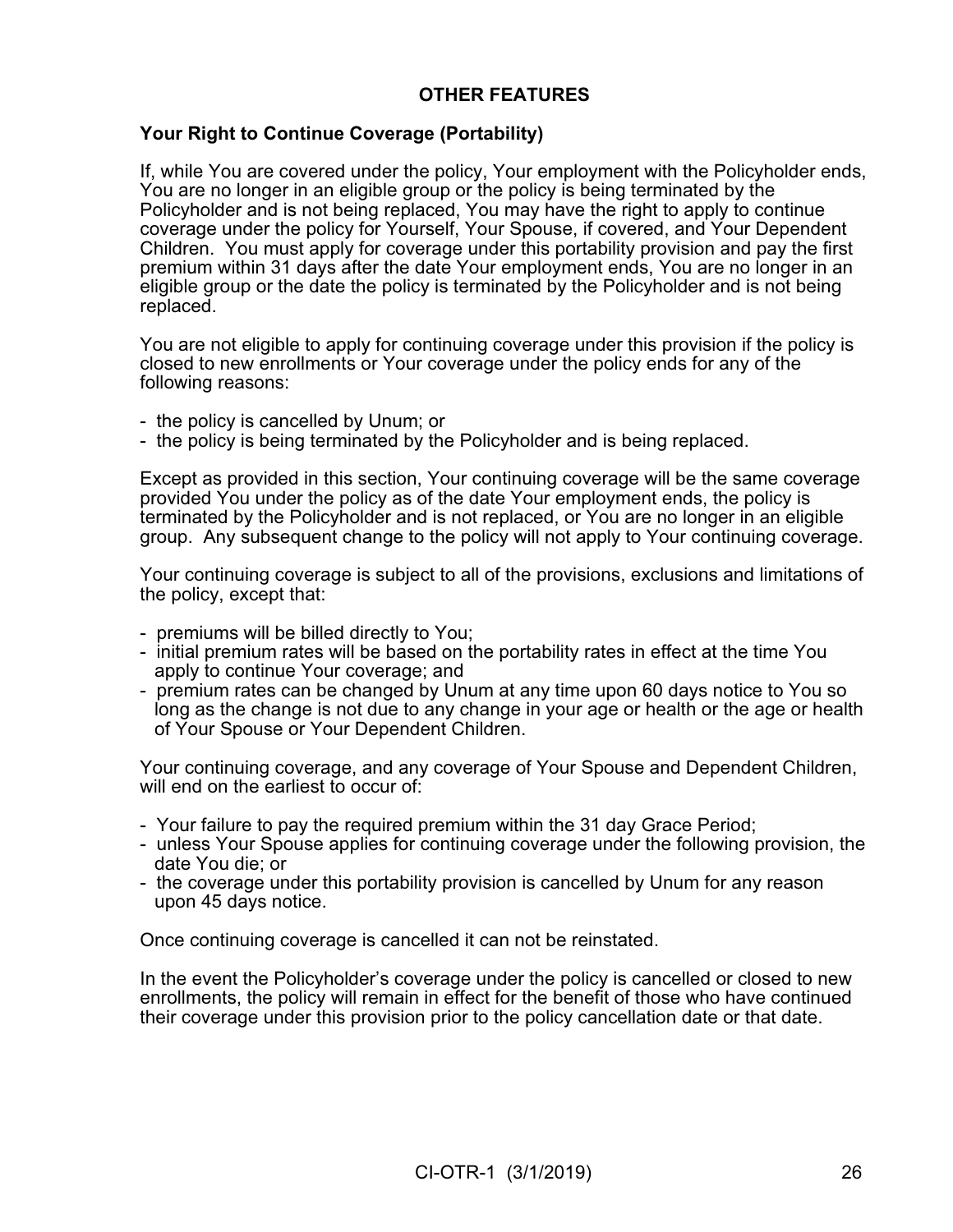## OTHER FEATURES

### Your Right to Continue Coverage (Portability)

If, while You are covered under the policy, Your employment with the Policyholder ends, You are no longer in an eligible group or the policy is being terminated by the Policyholder and is not being replaced, You may have the right to apply to continue coverage under the policy for Yourself, Your Spouse, if covered, and Your Dependent Children. You must apply for coverage under this portability provision and pay the first premium within 31 days after the date Your employment ends, You are no longer in an eligible group or the date the policy is terminated by the Policyholder and is not being replaced.

You are not eligible to apply for continuing coverage under this provision if the policy is closed to new enrollments or Your coverage under the policy ends for any of the following reasons:

- the policy is cancelled by Unum; or
- the policy is being terminated by the Policyholder and is being replaced.

Except as provided in this section, Your continuing coverage will be the same coverage provided You under the policy as of the date Your employment ends, the policy is terminated by the Policyholder and is not replaced, or You are no longer in an eligible group. Any subsequent change to the policy will not apply to Your continuing coverage.

Your continuing coverage is subject to all of the provisions, exclusions and limitations of the policy, except that:

- premiums will be billed directly to You;
- initial premium rates will be based on the portability rates in effect at the time You apply to continue Your coverage; and
- premium rates can be changed by Unum at any time upon 60 days notice to You so long as the change is not due to any change in your age or health or the age or health of Your Spouse or Your Dependent Children.

Your continuing coverage, and any coverage of Your Spouse and Dependent Children, will end on the earliest to occur of:

- Your failure to pay the required premium within the 31 day Grace Period;
- unless Your Spouse applies for continuing coverage under the following provision, the date You die; or
- the coverage under this portability provision is cancelled by Unum for any reason upon 45 days notice.

Once continuing coverage is cancelled it can not be reinstated.

In the event the Policyholder's coverage under the policy is cancelled or closed to new enrollments, the policy will remain in effect for the benefit of those who have continued their coverage under this provision prior to the policy cancellation date or that date.

CI-OTR-1 (3/1/2019)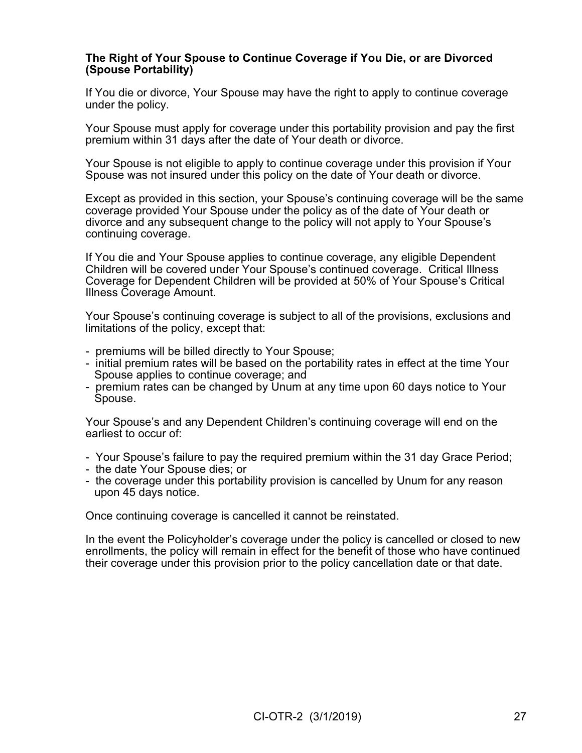**The Right of Your Spouse to Continue Coverage if You Die, or are Divorced (Spouse Portability)**

If You die or divorce, Your Spouse may have the right to apply to continue coverage under the policy.

Your Spouse must apply for coverage under this portability provision and pay the first premium within 31 days after the date of Your death or divorce.

Your Spouse is not eligible to apply to continue coverage under this provision if Your Spouse was not insured under this policy on the date of Your death or divorce.

Except as provided in this section, your Spouse's continuing coverage will be the same coverage provided Your Spouse under the policy as of the date of Your death or divorce and any subsequent change to the policy will not apply to Your Spouse's continuing coverage.

If You die and Your Spouse applies to continue coverage, any eligible Dependent Children will be covered under Your Spouse's continued coverage. Critical Illness Coverage for Dependent Children will be provided at 50% of Your Spouse's Critical Illness Coverage Amount.

Your Spouse's continuing coverage is subject to all of the provisions, exclusions and limitations of the policy, except that:

- premiums will be billed directly to Your Spouse;
- initial premium rates will be based on the portability rates in effect at the time Your Spouse applies to continue coverage; and
- premium rates can be changed by Unum at any time upon 60 days notice to Your Spouse.

Your Spouse's and any Dependent Children's continuing coverage will end on the earliest to occur of:

- Your Spouse's failure to pay the required premium within the 31 day Grace Period;
- the date Your Spouse dies; or
- the coverage under this portability provision is cancelled by Unum for any reason upon 45 days notice.

Once continuing coverage is cancelled it cannot be reinstated.

In the event the Policyholder's coverage under the policy is cancelled or closed to new enrollments, the policy will remain in effect for the benefit of those who have continued their coverage under this provision prior to the policy cancellation date or that date.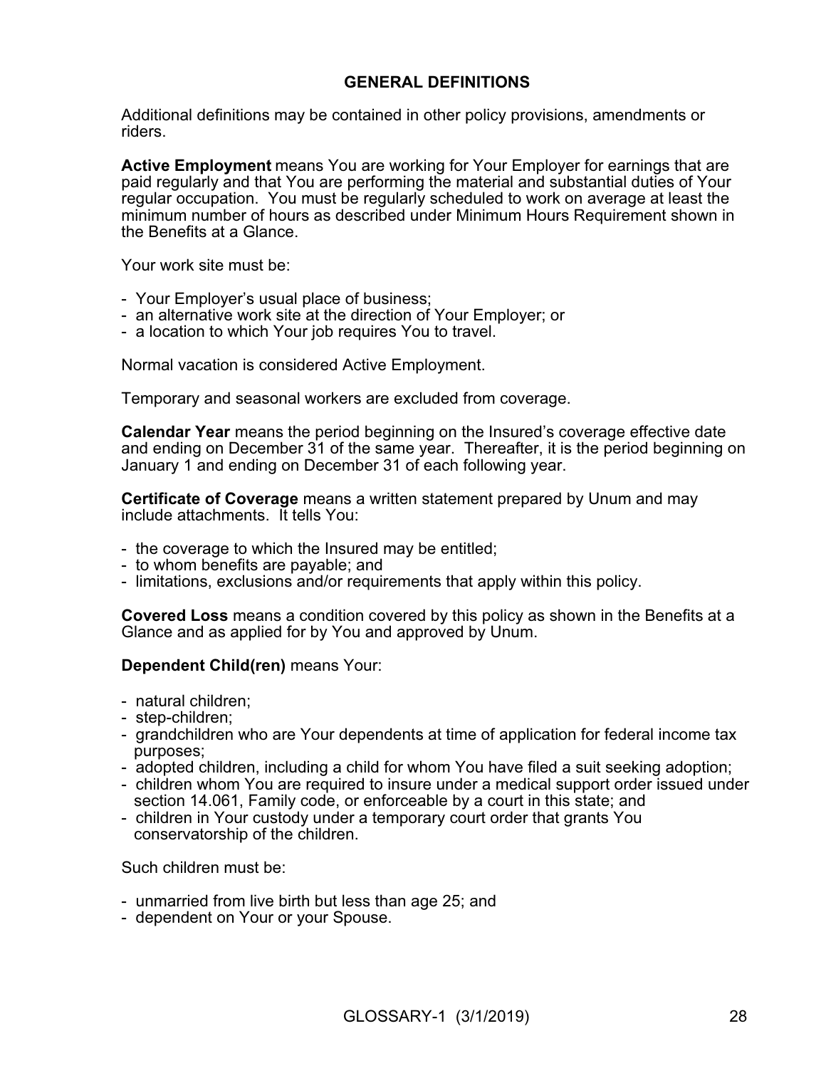## GENERAL DEFINITIONS

Additional definitions may be contained in other policy provisions, amendments or riders.

**Active Employment** means You are working for Your Employer for earnings that are paid regularly and that You are performing the material and substantial duties of Your regular occupation. You must be regularly scheduled to work on average at least the minimum number of hours as described under Minimum Hours Requirement shown in the Benefits at a Glance.

Your work site must be:

- Your Employer's usual place of business;
- an alternative work site at the direction of Your Employer; or
- a location to which Your job requires You to travel.

Normal vacation is considered Active Employment.

Temporary and seasonal workers are excluded from coverage.

**Calendar Year** means the period beginning on the Insured's coverage effective date and ending on December 31 of the same year. Thereafter, it is the period beginning on January 1 and ending on December 31 of each following year.

**Certificate of Coverage** means a written statement prepared by Unum and may include attachments. It tells You:

- the coverage to which the Insured may be entitled;
- to whom benefits are payable; and
- limitations, exclusions and/or requirements that apply within this policy.

**Covered Loss** means a condition covered by this policy as shown in the Benefits at a Glance and as applied for by You and approved by Unum.

**Dependent Child(ren)** means Your:

- natural children;
- step-children;
- grandchildren who are Your dependents at time of application for federal income tax purposes;
- adopted children, including a child for whom You have filed a suit seeking adoption;
- children whom You are required to insure under a medical support order issued under section 14.061, Family code, or enforceable by a court in this state; and
- children in Your custody under a temporary court order that grants You conservatorship of the children.

Such children must be:

- unmarried from live birth but less than age 25; and
- dependent on Your or your Spouse.

GLOSSARY-1 (3/1/2019)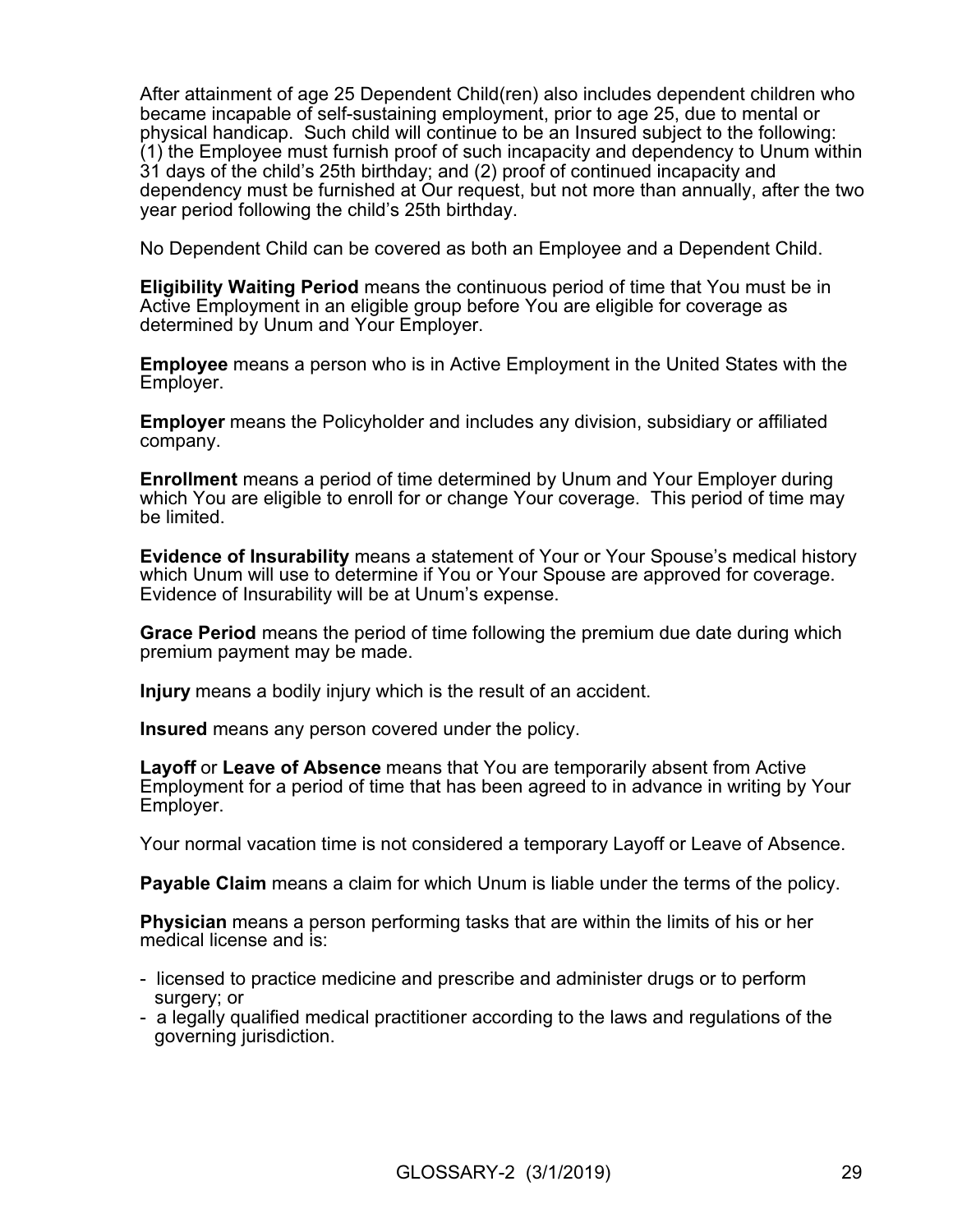After attainment of age 25 Dependent Child(ren) also includes dependent children who became incapable of self-sustaining employment, prior to age 25, due to mental or physical handicap. Such child will continue to be an Insured subject to the following: (1) the Employee must furnish proof of such incapacity and dependency to Unum within 31 days of the child's 25th birthday; and (2) proof of continued incapacity and dependency must be furnished at Our request, but not more than annually, after the two year period following the child's 25th birthday.

No Dependent Child can be covered as both an Employee and a Dependent Child.

**Eligibility Waiting Period** means the continuous period of time that You must be in Active Employment in an eligible group before You are eligible for coverage as determined by Unum and Your Employer.

**Employee** means a person who is in Active Employment in the United States with the Employer.

**Employer** means the Policyholder and includes any division, subsidiary or affiliated company.

**Enrollment** means a period of time determined by Unum and Your Employer during which You are eligible to enroll for or change Your coverage. This period of time may be limited.

**Evidence of Insurability** means a statement of Your or Your Spouse's medical history which Unum will use to determine if You or Your Spouse are approved for coverage. Evidence of Insurability will be at Unum's expense.

**Grace Period** means the period of time following the premium due date during which premium payment may be made.

**Injury** means a bodily injury which is the result of an accident.

**Insured** means any person covered under the policy.

**Layoff** or **Leave of Absence** means that You are temporarily absent from Active Employment for a period of time that has been agreed to in advance in writing by Your Employer.

Your normal vacation time is not considered a temporary Layoff or Leave of Absence.

**Payable Claim** means a claim for which Unum is liable under the terms of the policy.

**Physician** means a person performing tasks that are within the limits of his or her medical license and is:

- licensed to practice medicine and prescribe and administer drugs or to perform surgery; or
- a legally qualified medical practitioner according to the laws and regulations of the governing jurisdiction.

GLOSSARY-2 (3/1/2019)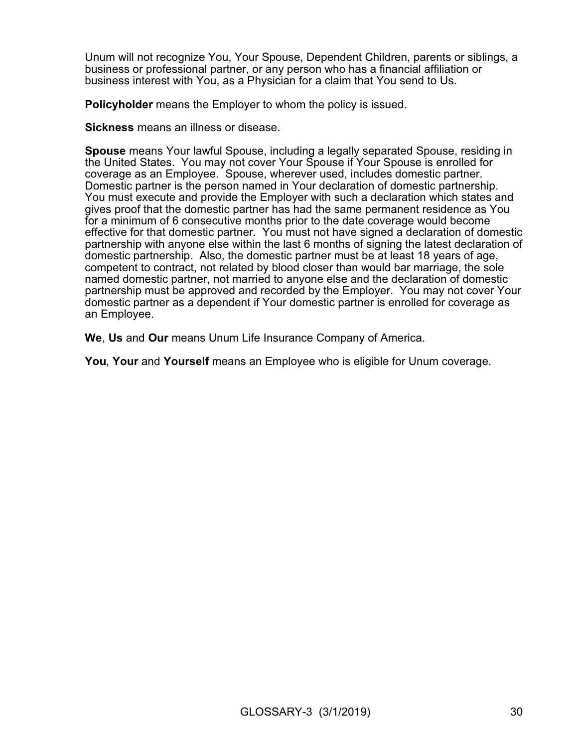Unum will not recognize You, Your Spouse, Dependent Children, parents or siblings, a business or professional partner, or any person who has a financial affiliation or business interest with You, as a Physician for a claim that You send to Us.

**Policyholder** means the Employer to whom the policy is issued.

**Sickness** means an illness or disease.

**Spouse** means Your lawful Spouse, including a legally separated Spouse, residing in the United States. You may not cover Your Spouse if Your Spouse is enrolled for coverage as an Employee. Spouse, wherever used, includes domestic partner. Domestic partner is the person named in Your declaration of domestic partnership. You must execute and provide the Employer with such a declaration which states and gives proof that the domestic partner has had the same permanent residence as You for a minimum of 6 consecutive months prior to the date coverage would become effective for that domestic partner. You must not have signed a declaration of domestic partnership with anyone else within the last 6 months of signing the latest declaration of domestic partnership. Also, the domestic partner must be at least 18 years of age, competent to contract, not related by blood closer than would bar marriage, the sole named domestic partner, not married to anyone else and the declaration of domestic partnership must be approved and recorded by the Employer. You may not cover Your domestic partner as a dependent if Your domestic partner is enrolled for coverage as an Employee.

**We**, **Us** and **Our** means Unum Life Insurance Company of America.

**You**, **Your** and **Yourself** means an Employee who is eligible for Unum coverage.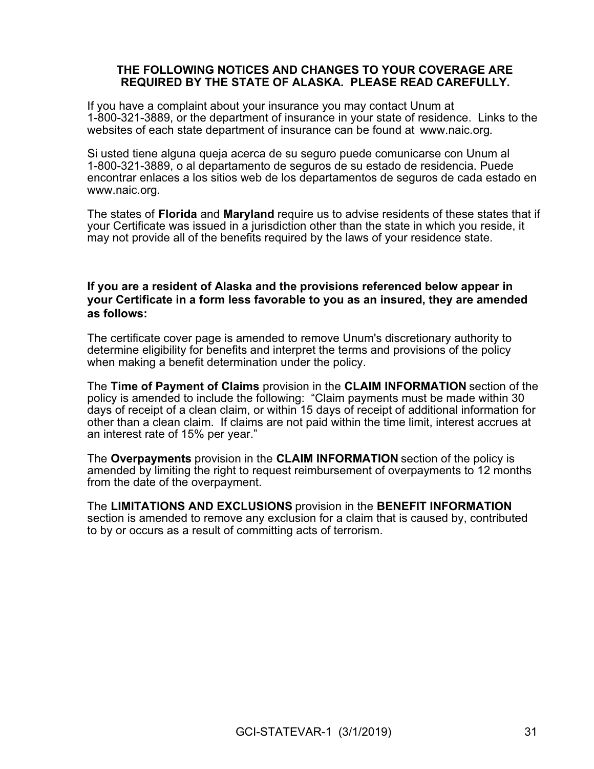**THE FOLLOWING NOTICES AND CHANGES TO YOUR COVERAGE ARE REQUIRED BY THE STATE OF ALASKA. PLEASE READ CAREFULLY.**

If you have a complaint about your insurance you may contact Unum at 1-800-321-3889, or the department of insurance in your state of residence. Links to the websites of each state department of insurance can be found at www.naic.org.

Si usted tiene alguna queja acerca de su seguro puede comunicarse con Unum al 1-800-321-3889, o al departamento de seguros de su estado de residencia. Puede encontrar enlaces a los sitios web de los departamentos de seguros de cada estado en www.naic.org.

The states of **Florida** and **Maryland** require us to advise residents of these states that if your Certificate was issued in a jurisdiction other than the state in which you reside, it may not provide all of the benefits required by the laws of your residence state.

**If you are a resident of Alaska and the provisions referenced below appear in your Certificate in a form less favorable to you as an insured, they are amended as follows:**

The certificate cover page is amended to remove Unum's discretionary authority to determine eligibility for benefits and interpret the terms and provisions of the policy when making a benefit determination under the policy.

The **Time of Payment of Claims** provision in the **CLAIM INFORMATION** section of the policy is amended to include the following: "Claim payments must be made within 30 days of receipt of a clean claim, or within 15 days of receipt of additional information for other than a clean claim. If claims are not paid within the time limit, interest accrues at an interest rate of 15% per year."

The **Overpayments** provision in the **CLAIM INFORMATION** section of the policy is amended by limiting the right to request reimbursement of overpayments to 12 months from the date of the overpayment.

The **LIMITATIONS AND EXCLUSIONS** provision in the **BENEFIT INFORMATION** section is amended to remove any exclusion for a claim that is caused by, contributed to by or occurs as a result of committing acts of terrorism.

GCI-STATEVAR-1 (3/1/2019)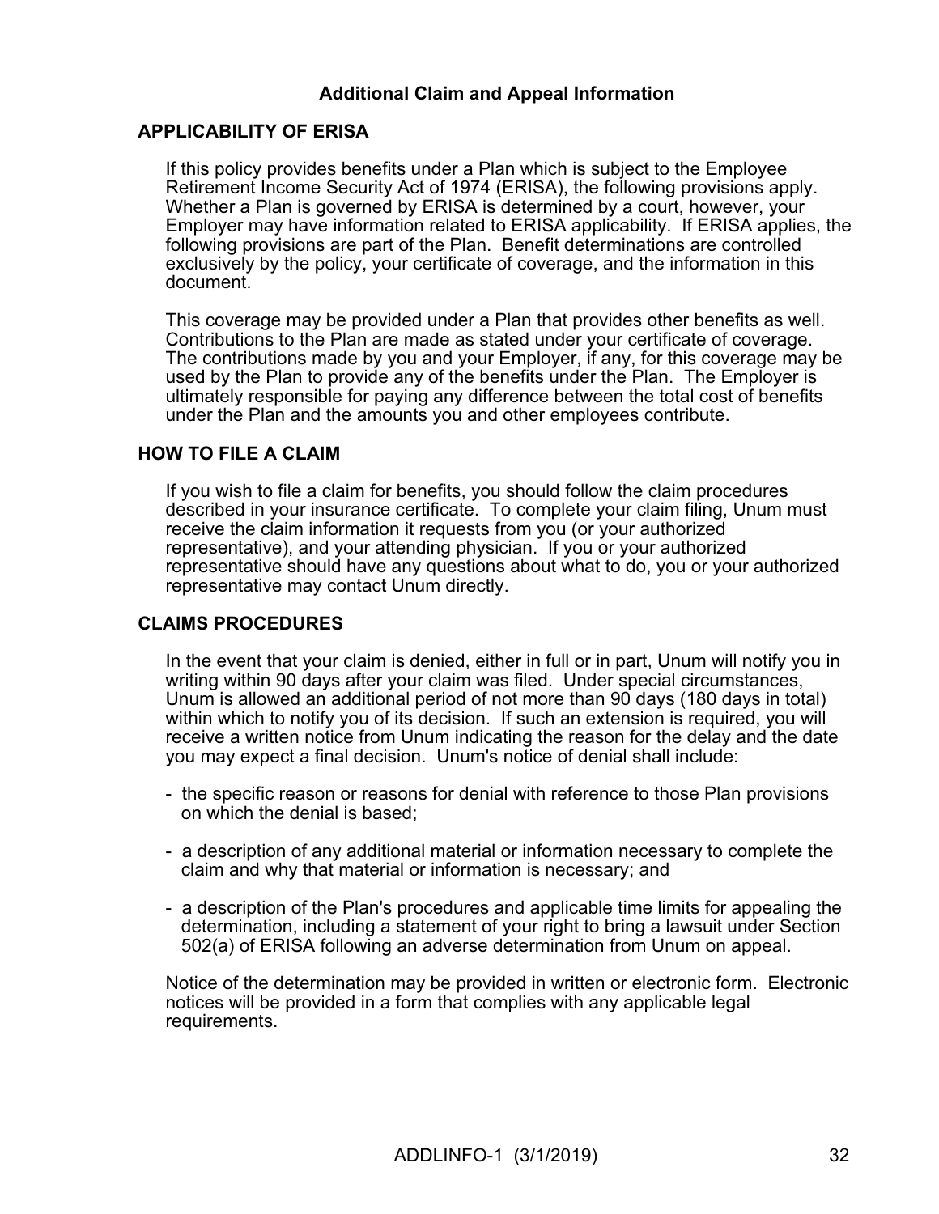## Additional Claim and Appeal Information

### APPLICABILITY OF ERISA

If this policy provides benefits under a Plan which is subject to the Employee Retirement Income Security Act of 1974 (ERISA), the following provisions apply. Whether a Plan is governed by ERISA is determined by a court, however, your Employer may have information related to ERISA applicability. If ERISA applies, the following provisions are part of the Plan. Benefit determinations are controlled exclusively by the policy, your certificate of coverage, and the information in this document.

This coverage may be provided under a Plan that provides other benefits as well. Contributions to the Plan are made as stated under your certificate of coverage. The contributions made by you and your Employer, if any, for this coverage may be used by the Plan to provide any of the benefits under the Plan. The Employer is ultimately responsible for paying any difference between the total cost of benefits under the Plan and the amounts you and other employees contribute.

### HOW TO FILE A CLAIM

If you wish to file a claim for benefits, you should follow the claim procedures described in your insurance certificate. To complete your claim filing, Unum must receive the claim information it requests from you (or your authorized representative), and your attending physician. If you or your authorized representative should have any questions about what to do, you or your authorized representative may contact Unum directly.

### CLAIMS PROCEDURES

In the event that your claim is denied, either in full or in part, Unum will notify you in writing within 90 days after your claim was filed. Under special circumstances, Unum is allowed an additional period of not more than 90 days (180 days in total) within which to notify you of its decision. If such an extension is required, you will receive a written notice from Unum indicating the reason for the delay and the date you may expect a final decision. Unum's notice of denial shall include:

- the specific reason or reasons for denial with reference to those Plan provisions on which the denial is based;
- a description of any additional material or information necessary to complete the claim and why that material or information is necessary; and
- a description of the Plan's procedures and applicable time limits for appealing the determination, including a statement of your right to bring a lawsuit under Section 502(a) of ERISA following an adverse determination from Unum on appeal.

Notice of the determination may be provided in written or electronic form. Electronic notices will be provided in a form that complies with any applicable legal requirements.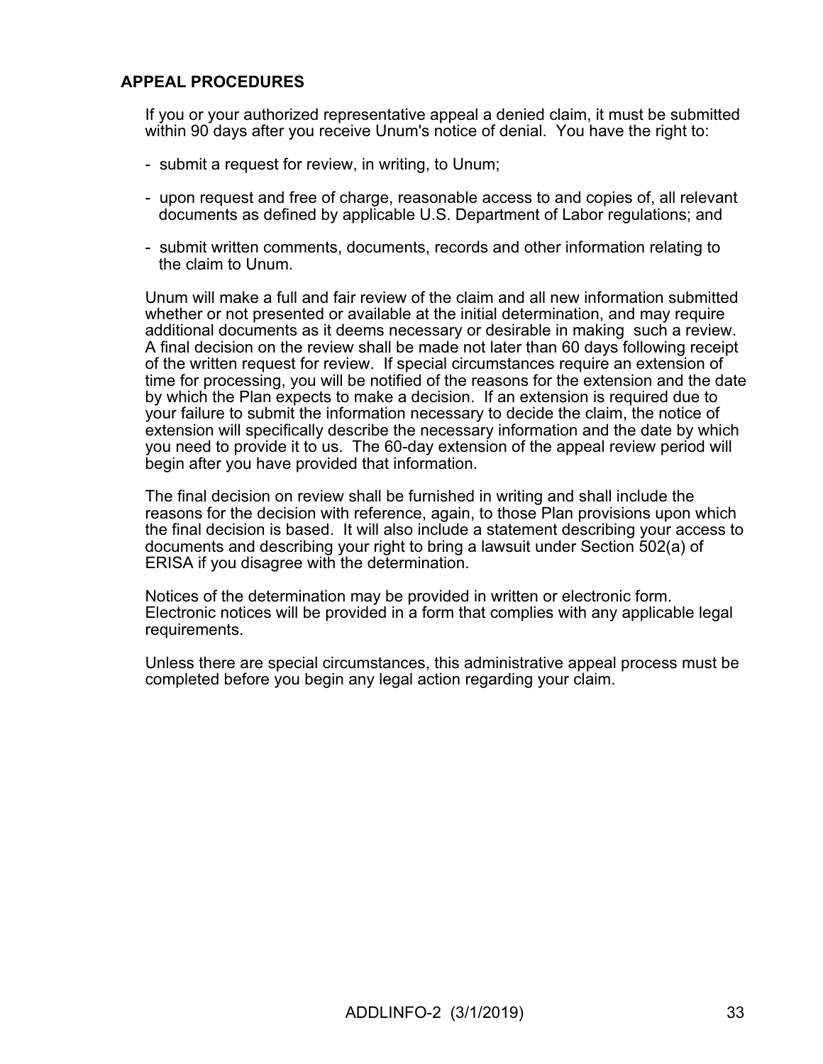## APPEAL PROCEDURES

If you or your authorized representative appeal a denied claim, it must be submitted within 90 days after you receive Unum's notice of denial. You have the right to:

- submit a request for review, in writing, to Unum;
- upon request and free of charge, reasonable access to and copies of, all relevant documents as defined by applicable U.S. Department of Labor regulations; and
- submit written comments, documents, records and other information relating to the claim to Unum.

Unum will make a full and fair review of the claim and all new information submitted whether or not presented or available at the initial determination, and may require additional documents as it deems necessary or desirable in making such a review. A final decision on the review shall be made not later than 60 days following receipt of the written request for review. If special circumstances require an extension of time for processing, you will be notified of the reasons for the extension and the date by which the Plan expects to make a decision. If an extension is required due to your failure to submit the information necessary to decide the claim, the notice of extension will specifically describe the necessary information and the date by which you need to provide it to us. The 60-day extension of the appeal review period will begin after you have provided that information.

The final decision on review shall be furnished in writing and shall include the reasons for the decision with reference, again, to those Plan provisions upon which the final decision is based. It will also include a statement describing your access to documents and describing your right to bring a lawsuit under Section 502(a) of ERISA if you disagree with the determination.

Notices of the determination may be provided in written or electronic form. Electronic notices will be provided in a form that complies with any applicable legal requirements.

Unless there are special circumstances, this administrative appeal process must be completed before you begin any legal action regarding your claim.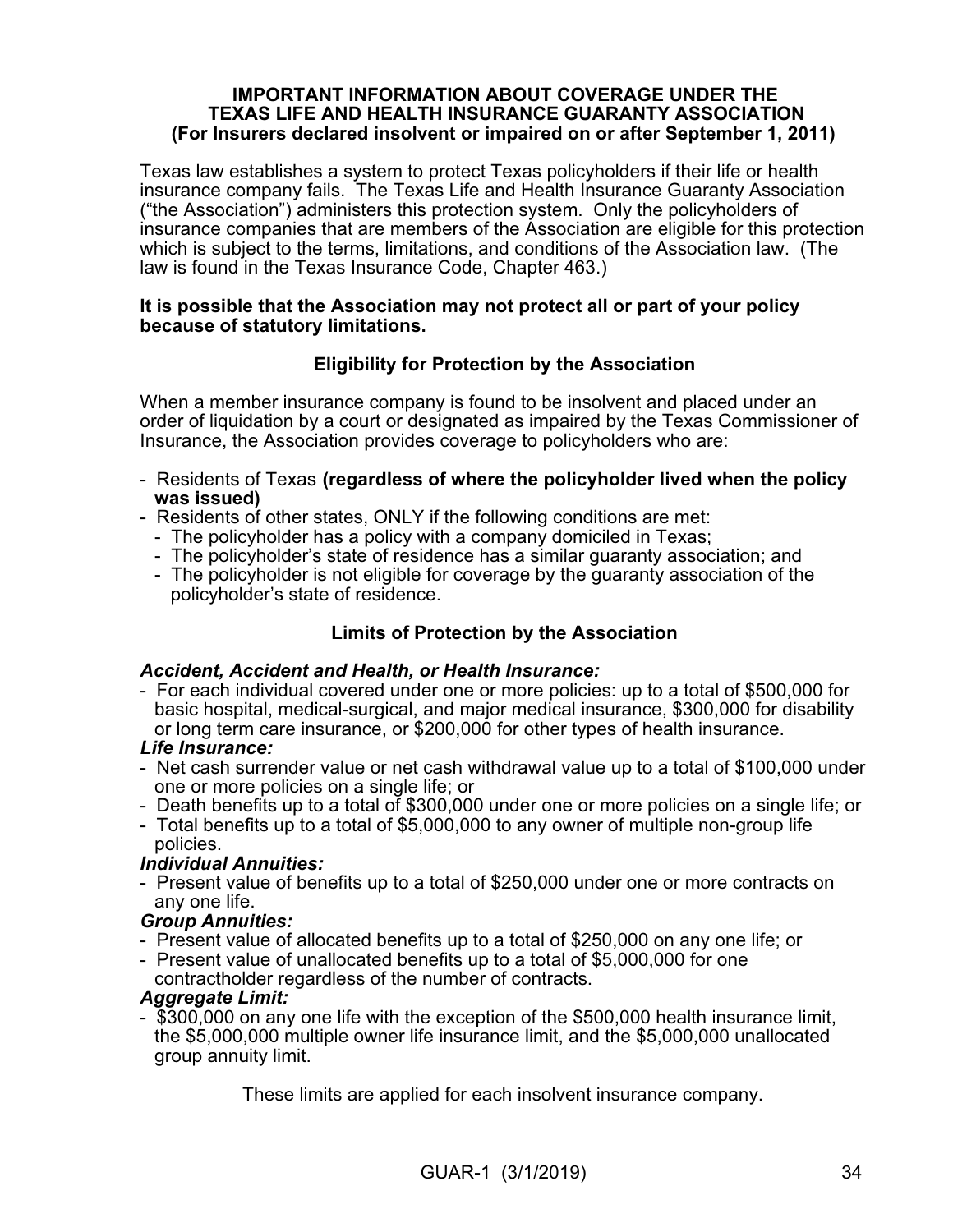**IMPORTANT INFORMATION ABOUT COVERAGE UNDER THE TEXAS LIFE AND HEALTH INSURANCE GUARANTY ASSOCIATION (For Insurers declared insolvent or impaired on or after September 1, 2011)**

Texas law establishes a system to protect Texas policyholders if their life or health insurance company fails. The Texas Life and Health Insurance Guaranty Association ("the Association") administers this protection system. Only the policyholders of insurance companies that are members of the Association are eligible for this protection which is subject to the terms, limitations, and conditions of the Association law. (The law is found in the Texas Insurance Code, Chapter 463.)

**It is possible that the Association may not protect all or part of your policy because of statutory limitations.**

## Eligibility for Protection by the Association

When a member insurance company is found to be insolvent and placed under an order of liquidation by a court or designated as impaired by the Texas Commissioner of Insurance, the Association provides coverage to policyholders who are:

- Residents of Texas **(regardless of where the policyholder lived when the policy was issued)**
- Residents of other states, ONLY if the following conditions are met:
  - The policyholder has a policy with a company domiciled in Texas;
  - The policyholder's state of residence has a similar guaranty association; and
  - The policyholder is not eligible for coverage by the guaranty association of the policyholder's state of residence.

## Limits of Protection by the Association

***Accident, Accident and Health, or Health Insurance:***

- For each individual covered under one or more policies: up to a total of $500,000 for basic hospital, medical-surgical, and major medical insurance, $300,000 for disability or long term care insurance, or $200,000 for other types of health insurance.

***Life Insurance:***

- Net cash surrender value or net cash withdrawal value up to a total of $100,000 under one or more policies on a single life; or
- Death benefits up to a total of $300,000 under one or more policies on a single life; or
- Total benefits up to a total of $5,000,000 to any owner of multiple non-group life policies.

***Individual Annuities:***

- Present value of benefits up to a total of $250,000 under one or more contracts on any one life.

***Group Annuities:***

- Present value of allocated benefits up to a total of $250,000 on any one life; or
- Present value of unallocated benefits up to a total of $5,000,000 for one contractholder regardless of the number of contracts.

***Aggregate Limit:***

- $300,000 on any one life with the exception of the $500,000 health insurance limit, the $5,000,000 multiple owner life insurance limit, and the $5,000,000 unallocated group annuity limit.

These limits are applied for each insolvent insurance company.

GUAR-1 (3/1/2019)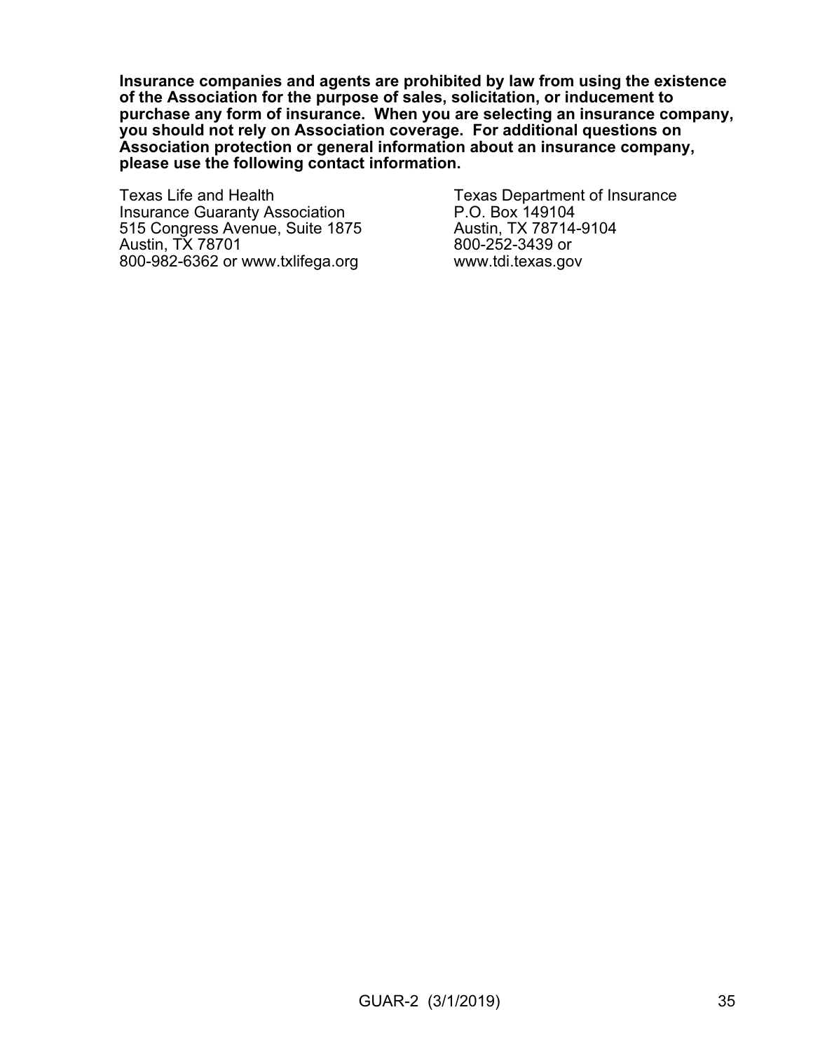**Insurance companies and agents are prohibited by law from using the existence of the Association for the purpose of sales, solicitation, or inducement to purchase any form of insurance. When you are selecting an insurance company, you should not rely on Association coverage. For additional questions on Association protection or general information about an insurance company, please use the following contact information.**

Texas Life and Health
Insurance Guaranty Association
515 Congress Avenue, Suite 1875
Austin, TX 78701
800-982-6362 or www.txlifega.org

Texas Department of Insurance
P.O. Box 149104
Austin, TX 78714-9104
800-252-3439 or
www.tdi.texas.gov

GUAR-2 (3/1/2019)